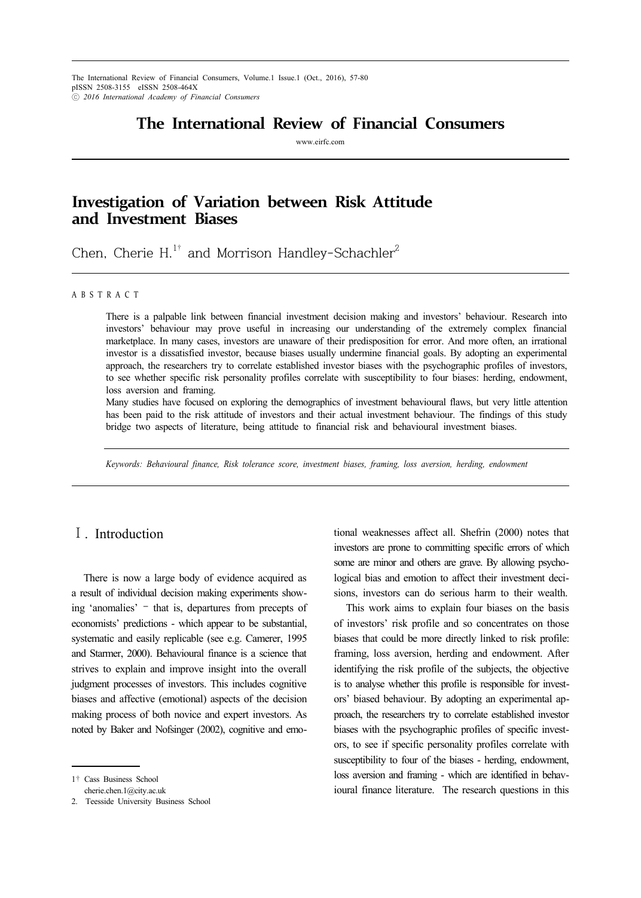# The International Review of Financial Consumers

www.eirfc.com

# Investigation of Variation between Risk Attitude and Investment Biases

Chen, Cherie H.[1†] and Morrison Handley-Schachler[2]

ABSTRACT

There is a palpable link between financial investment decision making and investors' behaviour. Research into investors' behaviour may prove useful in increasing our understanding of the extremely complex financial marketplace. In many cases, investors are unaware of their predisposition for error. And more often, an irrational investor is a dissatisfied investor, because biases usually undermine financial goals. By adopting an experimental approach, the researchers try to correlate established investor biases with the psychographic profiles of investors, to see whether specific risk personality profiles correlate with susceptibility to four biases: herding, endowment, loss aversion and framing.

Many studies have focused on exploring the demographics of investment behavioural flaws, but very little attention has been paid to the risk attitude of investors and their actual investment behaviour. The findings of this study bridge two aspects of literature, being attitude to financial risk and behavioural investment biases.

*Keywords: Behavioural finance, Risk tolerance score, investment biases, framing, loss aversion, herding, endowment*

## Ⅰ. Introduction

There is now a large body of evidence acquired as a result of individual decision making experiments showing 'anomalies' – that is, departures from precepts of economists' predictions - which appear to be substantial, systematic and easily replicable (see e.g. Camerer, 1995 and Starmer, 2000). Behavioural finance is a science that strives to explain and improve insight into the overall judgment processes of investors. This includes cognitive biases and affective (emotional) aspects of the decision making process of both novice and expert investors. As noted by Baker and Nofsinger (2002), cognitive and emotional weaknesses affect all. Shefrin (2000) notes that investors are prone to committing specific errors of which some are minor and others are grave. By allowing psychological bias and emotion to affect their investment decisions, investors can do serious harm to their wealth.

This work aims to explain four biases on the basis of investors' risk profile and so concentrates on those biases that could be more directly linked to risk profile: framing, loss aversion, herding and endowment. After identifying the risk profile of the subjects, the objective is to analyse whether this profile is responsible for investors' biased behaviour. By adopting an experimental approach, the researchers try to correlate established investor biases with the psychographic profiles of specific investors, to see if specific personality profiles correlate with susceptibility to four of the biases - herding, endowment, loss aversion and framing - which are identified in behavioural finance literature. The research questions in this

---

1† Cass Business School
cherie.chen.1@city.ac.uk

2. Teesside University Business School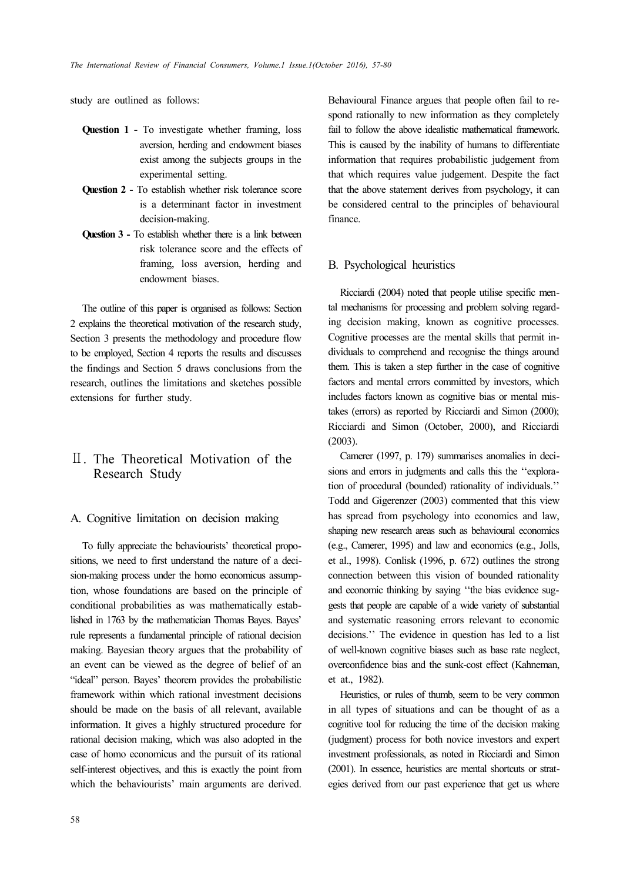study are outlined as follows:

**Question 1 -** To investigate whether framing, loss aversion, herding and endowment biases exist among the subjects groups in the experimental setting.

**Question 2 -** To establish whether risk tolerance score is a determinant factor in investment decision-making.

**Question 3 -** To establish whether there is a link between risk tolerance score and the effects of framing, loss aversion, herding and endowment biases.

The outline of this paper is organised as follows: Section 2 explains the theoretical motivation of the research study, Section 3 presents the methodology and procedure flow to be employed, Section 4 reports the results and discusses the findings and Section 5 draws conclusions from the research, outlines the limitations and sketches possible extensions for further study.

## Ⅱ. The Theoretical Motivation of the Research Study

### A. Cognitive limitation on decision making

To fully appreciate the behaviourists' theoretical propositions, we need to first understand the nature of a decision-making process under the homo economicus assumption, whose foundations are based on the principle of conditional probabilities as was mathematically established in 1763 by the mathematician Thomas Bayes. Bayes' rule represents a fundamental principle of rational decision making. Bayesian theory argues that the probability of an event can be viewed as the degree of belief of an "ideal" person. Bayes' theorem provides the probabilistic framework within which rational investment decisions should be made on the basis of all relevant, available information. It gives a highly structured procedure for rational decision making, which was also adopted in the case of homo economicus and the pursuit of its rational self-interest objectives, and this is exactly the point from which the behaviourists' main arguments are derived. Behavioural Finance argues that people often fail to respond rationally to new information as they completely fail to follow the above idealistic mathematical framework. This is caused by the inability of humans to differentiate information that requires probabilistic judgement from that which requires value judgement. Despite the fact that the above statement derives from psychology, it can be considered central to the principles of behavioural finance.

### B. Psychological heuristics

Ricciardi (2004) noted that people utilise specific mental mechanisms for processing and problem solving regarding decision making, known as cognitive processes. Cognitive processes are the mental skills that permit individuals to comprehend and recognise the things around them. This is taken a step further in the case of cognitive factors and mental errors committed by investors, which includes factors known as cognitive bias or mental mistakes (errors) as reported by Ricciardi and Simon (2000); Ricciardi and Simon (October, 2000), and Ricciardi (2003).

Camerer (1997, p. 179) summarises anomalies in decisions and errors in judgments and calls this the ''exploration of procedural (bounded) rationality of individuals.'' Todd and Gigerenzer (2003) commented that this view has spread from psychology into economics and law, shaping new research areas such as behavioural economics (e.g., Camerer, 1995) and law and economics (e.g., Jolls, et al., 1998). Conlisk (1996, p. 672) outlines the strong connection between this vision of bounded rationality and economic thinking by saying ''the bias evidence suggests that people are capable of a wide variety of substantial and systematic reasoning errors relevant to economic decisions.'' The evidence in question has led to a list of well-known cognitive biases such as base rate neglect, overconfidence bias and the sunk-cost effect (Kahneman, et at., 1982).

Heuristics, or rules of thumb, seem to be very common in all types of situations and can be thought of as a cognitive tool for reducing the time of the decision making (judgment) process for both novice investors and expert investment professionals, as noted in Ricciardi and Simon (2001). In essence, heuristics are mental shortcuts or strategies derived from our past experience that get us where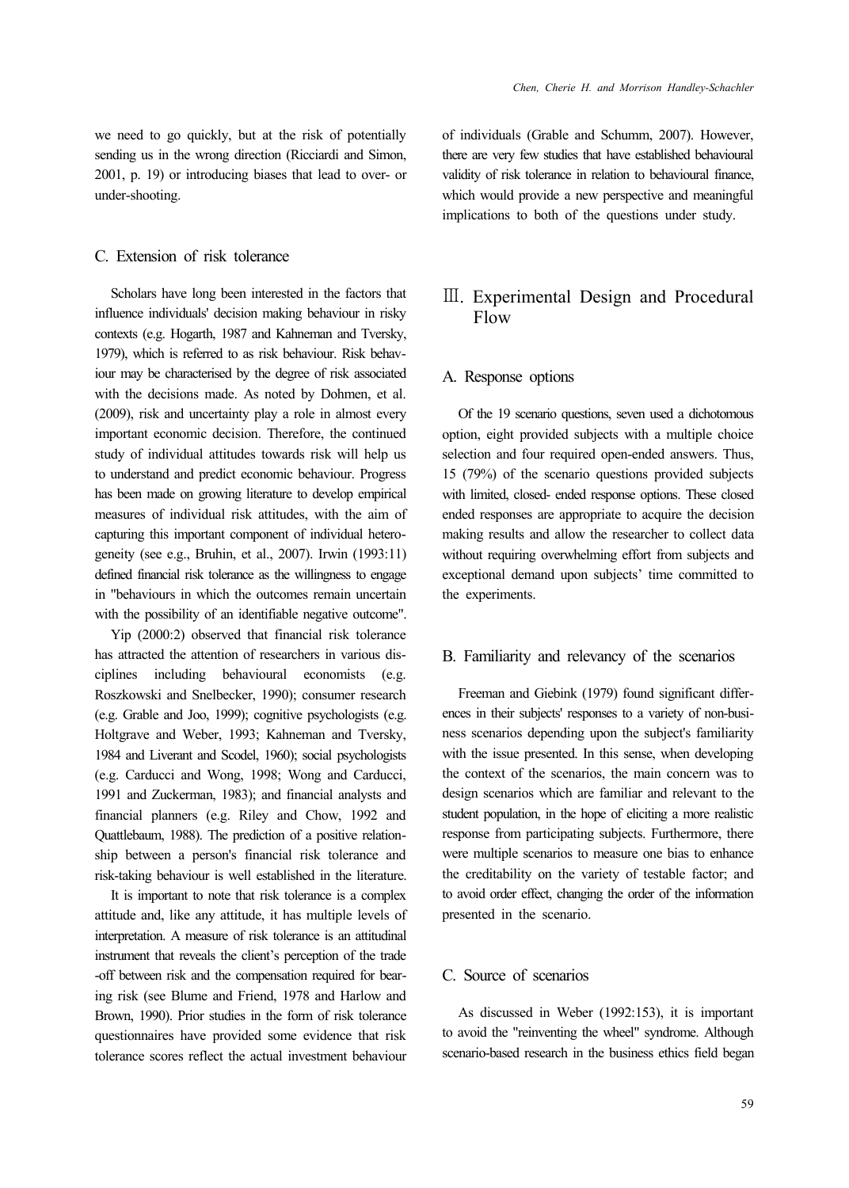we need to go quickly, but at the risk of potentially sending us in the wrong direction (Ricciardi and Simon, 2001, p. 19) or introducing biases that lead to over- or under-shooting.

### C. Extension of risk tolerance

Scholars have long been interested in the factors that influence individuals' decision making behaviour in risky contexts (e.g. Hogarth, 1987 and Kahneman and Tversky, 1979), which is referred to as risk behaviour. Risk behaviour may be characterised by the degree of risk associated with the decisions made. As noted by Dohmen, et al. (2009), risk and uncertainty play a role in almost every important economic decision. Therefore, the continued study of individual attitudes towards risk will help us to understand and predict economic behaviour. Progress has been made on growing literature to develop empirical measures of individual risk attitudes, with the aim of capturing this important component of individual heterogeneity (see e.g., Bruhin, et al., 2007). Irwin (1993:11) defined financial risk tolerance as the willingness to engage in "behaviours in which the outcomes remain uncertain with the possibility of an identifiable negative outcome".

Yip (2000:2) observed that financial risk tolerance has attracted the attention of researchers in various disciplines including behavioural economists (e.g. Roszkowski and Snelbecker, 1990); consumer research (e.g. Grable and Joo, 1999); cognitive psychologists (e.g. Holtgrave and Weber, 1993; Kahneman and Tversky, 1984 and Liverant and Scodel, 1960); social psychologists (e.g. Carducci and Wong, 1998; Wong and Carducci, 1991 and Zuckerman, 1983); and financial analysts and financial planners (e.g. Riley and Chow, 1992 and Quattlebaum, 1988). The prediction of a positive relationship between a person's financial risk tolerance and risk-taking behaviour is well established in the literature.

It is important to note that risk tolerance is a complex attitude and, like any attitude, it has multiple levels of interpretation. A measure of risk tolerance is an attitudinal instrument that reveals the client's perception of the trade-off between risk and the compensation required for bearing risk (see Blume and Friend, 1978 and Harlow and Brown, 1990). Prior studies in the form of risk tolerance questionnaires have provided some evidence that risk tolerance scores reflect the actual investment behaviour of individuals (Grable and Schumm, 2007). However, there are very few studies that have established behavioural validity of risk tolerance in relation to behavioural finance, which would provide a new perspective and meaningful implications to both of the questions under study.

## Ⅲ. Experimental Design and Procedural Flow

### A. Response options

Of the 19 scenario questions, seven used a dichotomous option, eight provided subjects with a multiple choice selection and four required open-ended answers. Thus, 15 (79%) of the scenario questions provided subjects with limited, closed- ended response options. These closed ended responses are appropriate to acquire the decision making results and allow the researcher to collect data without requiring overwhelming effort from subjects and exceptional demand upon subjects' time committed to the experiments.

### B. Familiarity and relevancy of the scenarios

Freeman and Giebink (1979) found significant differences in their subjects' responses to a variety of non-business scenarios depending upon the subject's familiarity with the issue presented. In this sense, when developing the context of the scenarios, the main concern was to design scenarios which are familiar and relevant to the student population, in the hope of eliciting a more realistic response from participating subjects. Furthermore, there were multiple scenarios to measure one bias to enhance the creditability on the variety of testable factor; and to avoid order effect, changing the order of the information presented in the scenario.

### C. Source of scenarios

As discussed in Weber (1992:153), it is important to avoid the "reinventing the wheel" syndrome. Although scenario-based research in the business ethics field began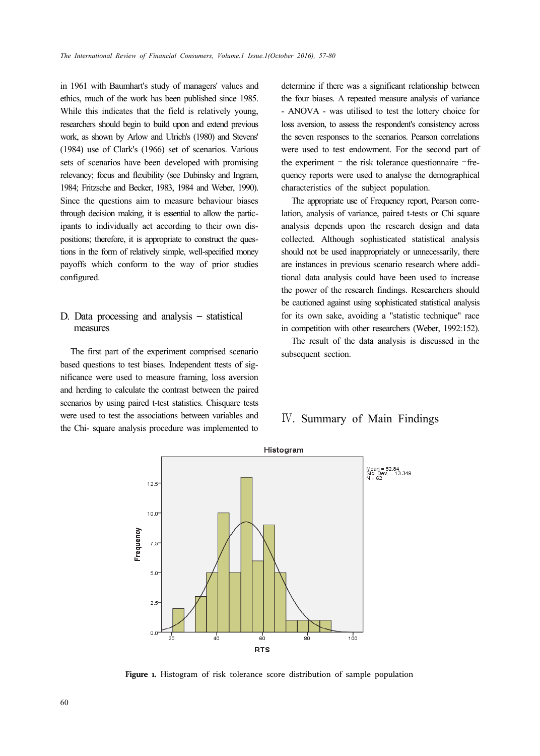in 1961 with Baumhart's study of managers' values and ethics, much of the work has been published since 1985. While this indicates that the field is relatively young, researchers should begin to build upon and extend previous work, as shown by Arlow and Ulrich's (1980) and Stevens' (1984) use of Clark's (1966) set of scenarios. Various sets of scenarios have been developed with promising relevancy; focus and flexibility (see Dubinsky and Ingram, 1984; Fritzsche and Becker, 1983, 1984 and Weber, 1990). Since the questions aim to measure behaviour biases through decision making, it is essential to allow the participants to individually act according to their own dispositions; therefore, it is appropriate to construct the questions in the form of relatively simple, well-specified money payoffs which conform to the way of prior studies configured.

### D. Data processing and analysis – statistical measures

The first part of the experiment comprised scenario based questions to test biases. Independent ttests of significance were used to measure framing, loss aversion and herding to calculate the contrast between the paired scenarios by using paired t-test statistics. Chisquare tests were used to test the associations between variables and the Chi- square analysis procedure was implemented to determine if there was a significant relationship between the four biases. A repeated measure analysis of variance - ANOVA - was utilised to test the lottery choice for loss aversion, to assess the respondent's consistency across the seven responses to the scenarios. Pearson correlations were used to test endowment. For the second part of the experiment – the risk tolerance questionnaire –frequency reports were used to analyse the demographical characteristics of the subject population.

The appropriate use of Frequency report, Pearson correlation, analysis of variance, paired t-tests or Chi square analysis depends upon the research design and data collected. Although sophisticated statistical analysis should not be used inappropriately or unnecessarily, there are instances in previous scenario research where additional data analysis could have been used to increase the power of the research findings. Researchers should be cautioned against using sophisticated statistical analysis for its own sake, avoiding a "statistic technique" race in competition with other researchers (Weber, 1992:152).

The result of the data analysis is discussed in the subsequent section.

## Ⅳ. Summary of Main Findings

**Figure 1.** Histogram of risk tolerance score distribution of sample population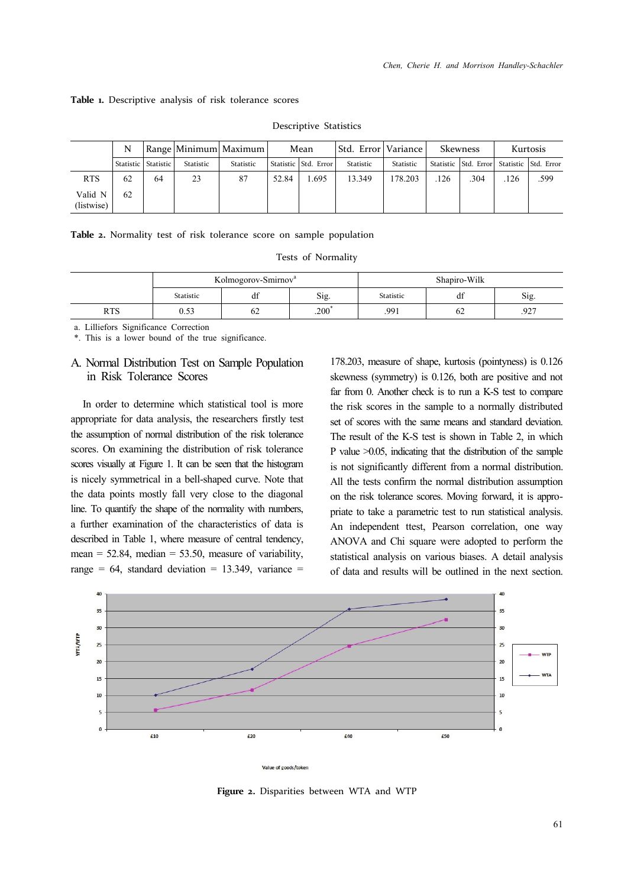**Table 1.** Descriptive analysis of risk tolerance scores

Descriptive Statistics

| | N | Range | Minimum | Maximum | Mean | | Std. Error | Variance | Skewness | | Kurtosis | |
|---|---|---|---|---|---|---|---|---|---|---|---|---|
| | Statistic | Statistic | Statistic | Statistic | Statistic | Std. Error | Statistic | Statistic | Statistic | Std. Error | Statistic | Std. Error |
| RTS | 62 | 64 | 23 | 87 | 52.84 | 1.695 | 13.349 | 178.203 | .126 | .304 | .126 | .599 |
| Valid N (listwise) | 62 | | | | | | | | | | | |

**Table 2.** Normality test of risk tolerance score on sample population

Tests of Normality

| | Kolmogorov-Smirnov[a] | | | Shapiro-Wilk | | |
|---|---|---|---|---|---|---|
| | Statistic | df | Sig. | Statistic | df | Sig. |
| RTS | 0.53 | 62 | .200* | .991 | 62 | .927 |

a. Lilliefors Significance Correction
*. This is a lower bound of the true significance.

## A. Normal Distribution Test on Sample Population in Risk Tolerance Scores

In order to determine which statistical tool is more appropriate for data analysis, the researchers firstly test the assumption of normal distribution of the risk tolerance scores. On examining the distribution of risk tolerance scores visually at Figure 1. It can be seen that the histogram is nicely symmetrical in a bell-shaped curve. Note that the data points mostly fall very close to the diagonal line. To quantify the shape of the normality with numbers, a further examination of the characteristics of data is described in Table 1, where measure of central tendency, mean = 52.84, median = 53.50, measure of variability, range = 64, standard deviation = 13.349, variance = 178.203, measure of shape, kurtosis (pointyness) is 0.126 skewness (symmetry) is 0.126, both are positive and not far from 0. Another check is to run a K-S test to compare the risk scores in the sample to a normally distributed set of scores with the same means and standard deviation. The result of the K-S test is shown in Table 2, in which P value >0.05, indicating that the distribution of the sample is not significantly different from a normal distribution. All the tests confirm the normal distribution assumption on the risk tolerance scores. Moving forward, it is appropriate to take a parametric test to run statistical analysis. An independent ttest, Pearson correlation, one way ANOVA and Chi square were adopted to perform the statistical analysis on various biases. A detail analysis of data and results will be outlined in the next section.

**Figure 2.** Disparities between WTA and WTP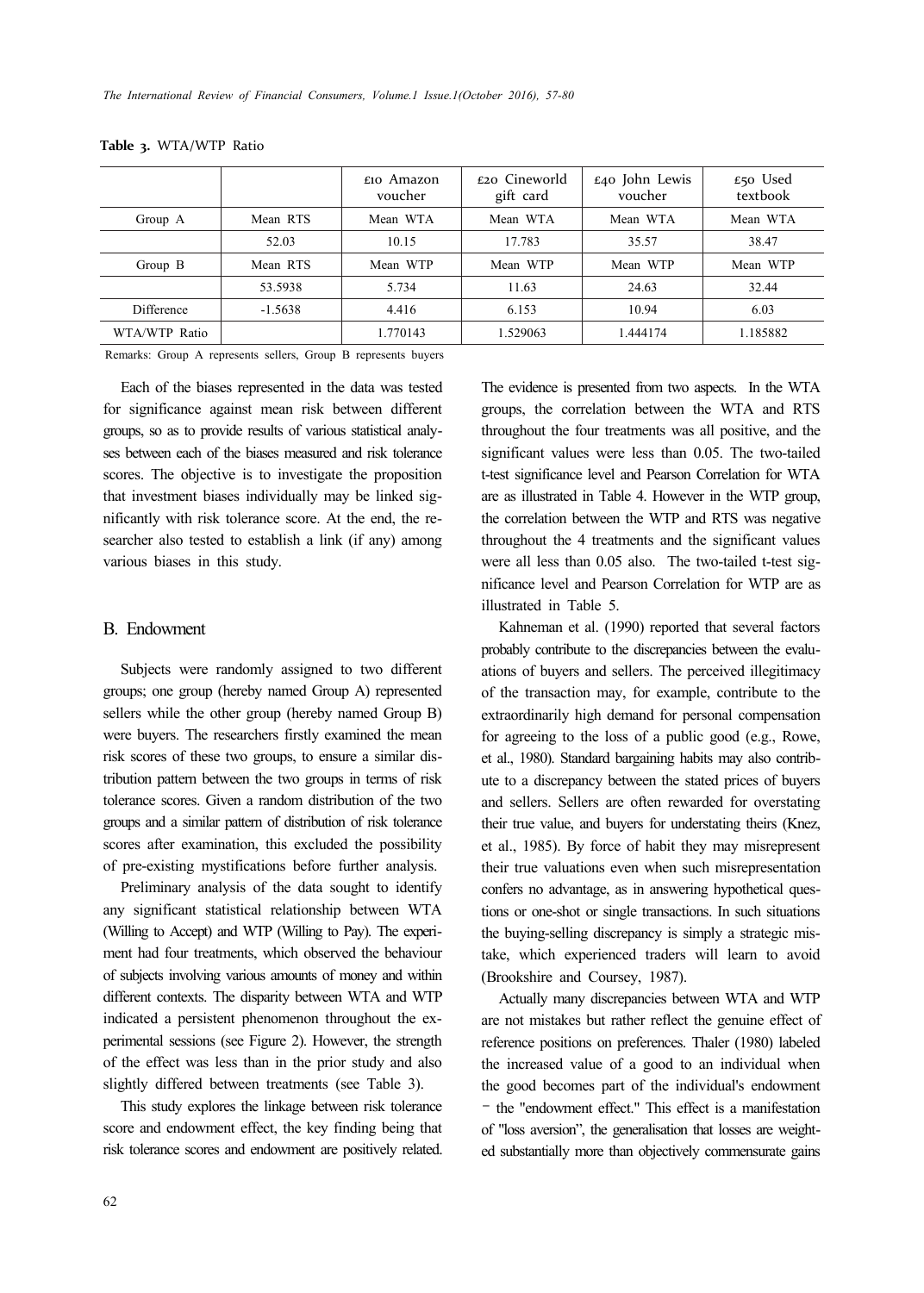**Table 3.** WTA/WTP Ratio

| | | £10 Amazon voucher | £20 Cineworld gift card | £40 John Lewis voucher | £50 Used textbook |
|---|---|---|---|---|---|
| Group A | Mean RTS | Mean WTA | Mean WTA | Mean WTA | Mean WTA |
| | 52.03 | 10.15 | 17.783 | 35.57 | 38.47 |
| Group B | Mean RTS | Mean WTP | Mean WTP | Mean WTP | Mean WTP |
| | 53.5938 | 5.734 | 11.63 | 24.63 | 32.44 |
| Difference | -1.5638 | 4.416 | 6.153 | 10.94 | 6.03 |
| WTA/WTP Ratio | | 1.770143 | 1.529063 | 1.444174 | 1.185882 |

Remarks: Group A represents sellers, Group B represents buyers

Each of the biases represented in the data was tested for significance against mean risk between different groups, so as to provide results of various statistical analyses between each of the biases measured and risk tolerance scores. The objective is to investigate the proposition that investment biases individually may be linked significantly with risk tolerance score. At the end, the researcher also tested to establish a link (if any) among various biases in this study.

## B. Endowment

Subjects were randomly assigned to two different groups; one group (hereby named Group A) represented sellers while the other group (hereby named Group B) were buyers. The researchers firstly examined the mean risk scores of these two groups, to ensure a similar distribution pattern between the two groups in terms of risk tolerance scores. Given a random distribution of the two groups and a similar pattern of distribution of risk tolerance scores after examination, this excluded the possibility of pre-existing mystifications before further analysis.

Preliminary analysis of the data sought to identify any significant statistical relationship between WTA (Willing to Accept) and WTP (Willing to Pay). The experiment had four treatments, which observed the behaviour of subjects involving various amounts of money and within different contexts. The disparity between WTA and WTP indicated a persistent phenomenon throughout the experimental sessions (see Figure 2). However, the strength of the effect was less than in the prior study and also slightly differed between treatments (see Table 3).

This study explores the linkage between risk tolerance score and endowment effect, the key finding being that risk tolerance scores and endowment are positively related. The evidence is presented from two aspects. In the WTA groups, the correlation between the WTA and RTS throughout the four treatments was all positive, and the significant values were less than 0.05. The two-tailed t-test significance level and Pearson Correlation for WTA are as illustrated in Table 4. However in the WTP group, the correlation between the WTP and RTS was negative throughout the 4 treatments and the significant values were all less than 0.05 also. The two-tailed t-test significance level and Pearson Correlation for WTP are as illustrated in Table 5.

Kahneman et al. (1990) reported that several factors probably contribute to the discrepancies between the evaluations of buyers and sellers. The perceived illegitimacy of the transaction may, for example, contribute to the extraordinarily high demand for personal compensation for agreeing to the loss of a public good (e.g., Rowe, et al., 1980). Standard bargaining habits may also contribute to a discrepancy between the stated prices of buyers and sellers. Sellers are often rewarded for overstating their true value, and buyers for understating theirs (Knez, et al., 1985). By force of habit they may misrepresent their true valuations even when such misrepresentation confers no advantage, as in answering hypothetical questions or one-shot or single transactions. In such situations the buying-selling discrepancy is simply a strategic mistake, which experienced traders will learn to avoid (Brookshire and Coursey, 1987).

Actually many discrepancies between WTA and WTP are not mistakes but rather reflect the genuine effect of reference positions on preferences. Thaler (1980) labeled the increased value of a good to an individual when the good becomes part of the individual's endowment – the "endowment effect." This effect is a manifestation of "loss aversion", the generalisation that losses are weighted substantially more than objectively commensurate gains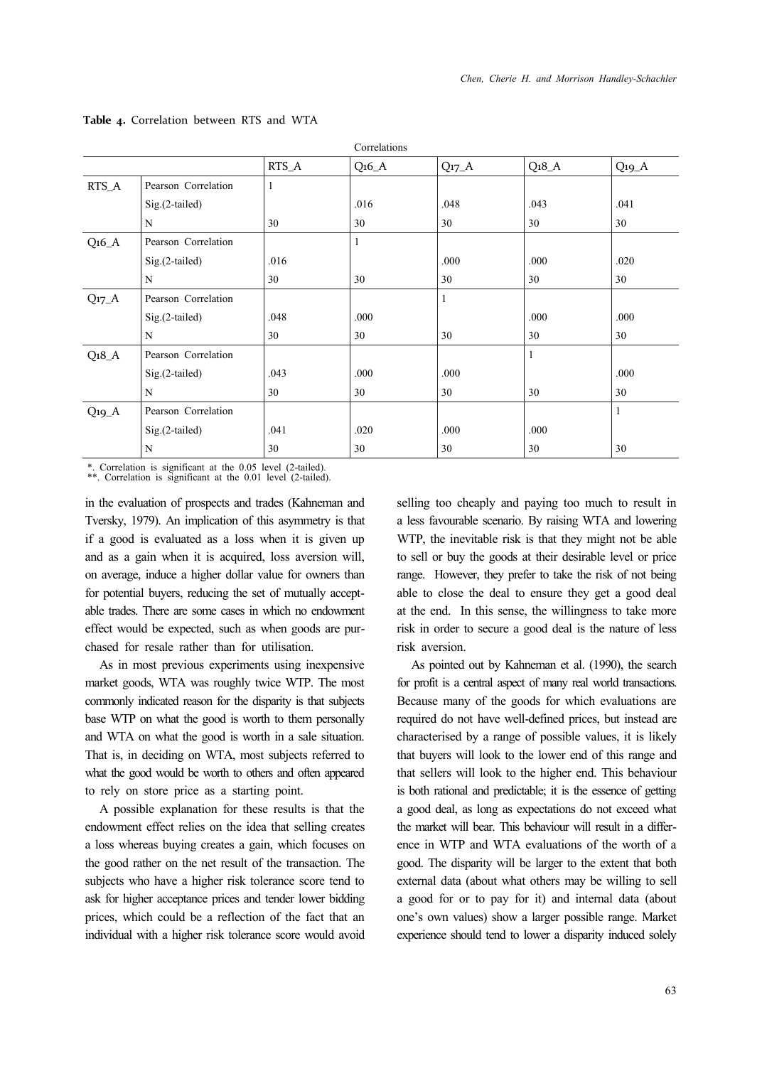**Table 4.** Correlation between RTS and WTA

| Correlations | | | | | | |
|---|---|---|---|---|---|---|
| | | RTS_A | Q16_A | Q17_A | Q18_A | Q19_A |
| RTS_A | Pearson Correlation | 1 | | | | |
| | Sig.(2-tailed) | | .016 | .048 | .043 | .041 |
| | N | 30 | 30 | 30 | 30 | 30 |
| Q16_A | Pearson Correlation | | 1 | | | |
| | Sig.(2-tailed) | .016 | | .000 | .000 | .020 |
| | N | 30 | 30 | 30 | 30 | 30 |
| Q17_A | Pearson Correlation | | | 1 | | |
| | Sig.(2-tailed) | .048 | .000 | | .000 | .000 |
| | N | 30 | 30 | 30 | 30 | 30 |
| Q18_A | Pearson Correlation | | | | 1 | |
| | Sig.(2-tailed) | .043 | .000 | .000 | | .000 |
| | N | 30 | 30 | 30 | 30 | 30 |
| Q19_A | Pearson Correlation | | | | | 1 |
| | Sig.(2-tailed) | .041 | .020 | .000 | .000 | |
| | N | 30 | 30 | 30 | 30 | 30 |

*. Correlation is significant at the 0.05 level (2-tailed).
**. Correlation is significant at the 0.01 level (2-tailed).

in the evaluation of prospects and trades (Kahneman and Tversky, 1979). An implication of this asymmetry is that if a good is evaluated as a loss when it is given up and as a gain when it is acquired, loss aversion will, on average, induce a higher dollar value for owners than for potential buyers, reducing the set of mutually acceptable trades. There are some cases in which no endowment effect would be expected, such as when goods are purchased for resale rather than for utilisation.

As in most previous experiments using inexpensive market goods, WTA was roughly twice WTP. The most commonly indicated reason for the disparity is that subjects base WTP on what the good is worth to them personally and WTA on what the good is worth in a sale situation. That is, in deciding on WTA, most subjects referred to what the good would be worth to others and often appeared to rely on store price as a starting point.

A possible explanation for these results is that the endowment effect relies on the idea that selling creates a loss whereas buying creates a gain, which focuses on the good rather on the net result of the transaction. The subjects who have a higher risk tolerance score tend to ask for higher acceptance prices and tender lower bidding prices, which could be a reflection of the fact that an individual with a higher risk tolerance score would avoid selling too cheaply and paying too much to result in a less favourable scenario. By raising WTA and lowering WTP, the inevitable risk is that they might not be able to sell or buy the goods at their desirable level or price range. However, they prefer to take the risk of not being able to close the deal to ensure they get a good deal at the end. In this sense, the willingness to take more risk in order to secure a good deal is the nature of less risk aversion.

As pointed out by Kahneman et al. (1990), the search for profit is a central aspect of many real world transactions. Because many of the goods for which evaluations are required do not have well-defined prices, but instead are characterised by a range of possible values, it is likely that buyers will look to the lower end of this range and that sellers will look to the higher end. This behaviour is both rational and predictable; it is the essence of getting a good deal, as long as expectations do not exceed what the market will bear. This behaviour will result in a difference in WTP and WTA evaluations of the worth of a good. The disparity will be larger to the extent that both external data (about what others may be willing to sell a good for or to pay for it) and internal data (about one's own values) show a larger possible range. Market experience should tend to lower a disparity induced solely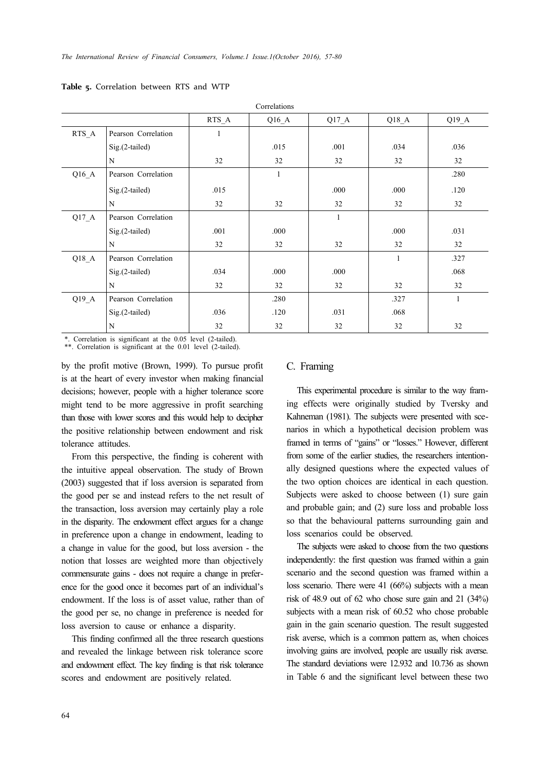**Table 5.** Correlation between RTS and WTP

| Correlations | | | | | | |
|---|---|---|---|---|---|---|
| | | RTS_A | Q16_A | Q17_A | Q18_A | Q19_A |
| RTS_A | Pearson Correlation | 1 | | | | |
| | Sig.(2-tailed) | | .015 | .001 | .034 | .036 |
| | N | 32 | 32 | 32 | 32 | 32 |
| Q16_A | Pearson Correlation | | 1 | | | .280 |
| | Sig.(2-tailed) | .015 | | .000 | .000 | .120 |
| | N | 32 | 32 | 32 | 32 | 32 |
| Q17_A | Pearson Correlation | | | 1 | | |
| | Sig.(2-tailed) | .001 | .000 | | .000 | .031 |
| | N | 32 | 32 | 32 | 32 | 32 |
| Q18_A | Pearson Correlation | | | | 1 | .327 |
| | Sig.(2-tailed) | .034 | .000 | .000 | | .068 |
| | N | 32 | 32 | 32 | 32 | 32 |
| Q19_A | Pearson Correlation | | .280 | | .327 | 1 |
| | Sig.(2-tailed) | .036 | .120 | .031 | .068 | |
| | N | 32 | 32 | 32 | 32 | 32 |

*. Correlation is significant at the 0.05 level (2-tailed).
**. Correlation is significant at the 0.01 level (2-tailed).

by the profit motive (Brown, 1999). To pursue profit is at the heart of every investor when making financial decisions; however, people with a higher tolerance score might tend to be more aggressive in profit searching than those with lower scores and this would help to decipher the positive relationship between endowment and risk tolerance attitudes.

From this perspective, the finding is coherent with the intuitive appeal observation. The study of Brown (2003) suggested that if loss aversion is separated from the good per se and instead refers to the net result of the transaction, loss aversion may certainly play a role in the disparity. The endowment effect argues for a change in preference upon a change in endowment, leading to a change in value for the good, but loss aversion - the notion that losses are weighted more than objectively commensurate gains - does not require a change in preference for the good once it becomes part of an individual's endowment. If the loss is of asset value, rather than of the good per se, no change in preference is needed for loss aversion to cause or enhance a disparity.

This finding confirmed all the three research questions and revealed the linkage between risk tolerance score and endowment effect. The key finding is that risk tolerance scores and endowment are positively related.

## C. Framing

This experimental procedure is similar to the way framing effects were originally studied by Tversky and Kahneman (1981). The subjects were presented with scenarios in which a hypothetical decision problem was framed in terms of "gains" or "losses." However, different from some of the earlier studies, the researchers intentionally designed questions where the expected values of the two option choices are identical in each question. Subjects were asked to choose between (1) sure gain and probable gain; and (2) sure loss and probable loss so that the behavioural patterns surrounding gain and loss scenarios could be observed.

The subjects were asked to choose from the two questions independently: the first question was framed within a gain scenario and the second question was framed within a loss scenario. There were 41 (66%) subjects with a mean risk of 48.9 out of 62 who chose sure gain and 21 (34%) subjects with a mean risk of 60.52 who chose probable gain in the gain scenario question. The result suggested risk averse, which is a common pattern as, when choices involving gains are involved, people are usually risk averse. The standard deviations were 12.932 and 10.736 as shown in Table 6 and the significant level between these two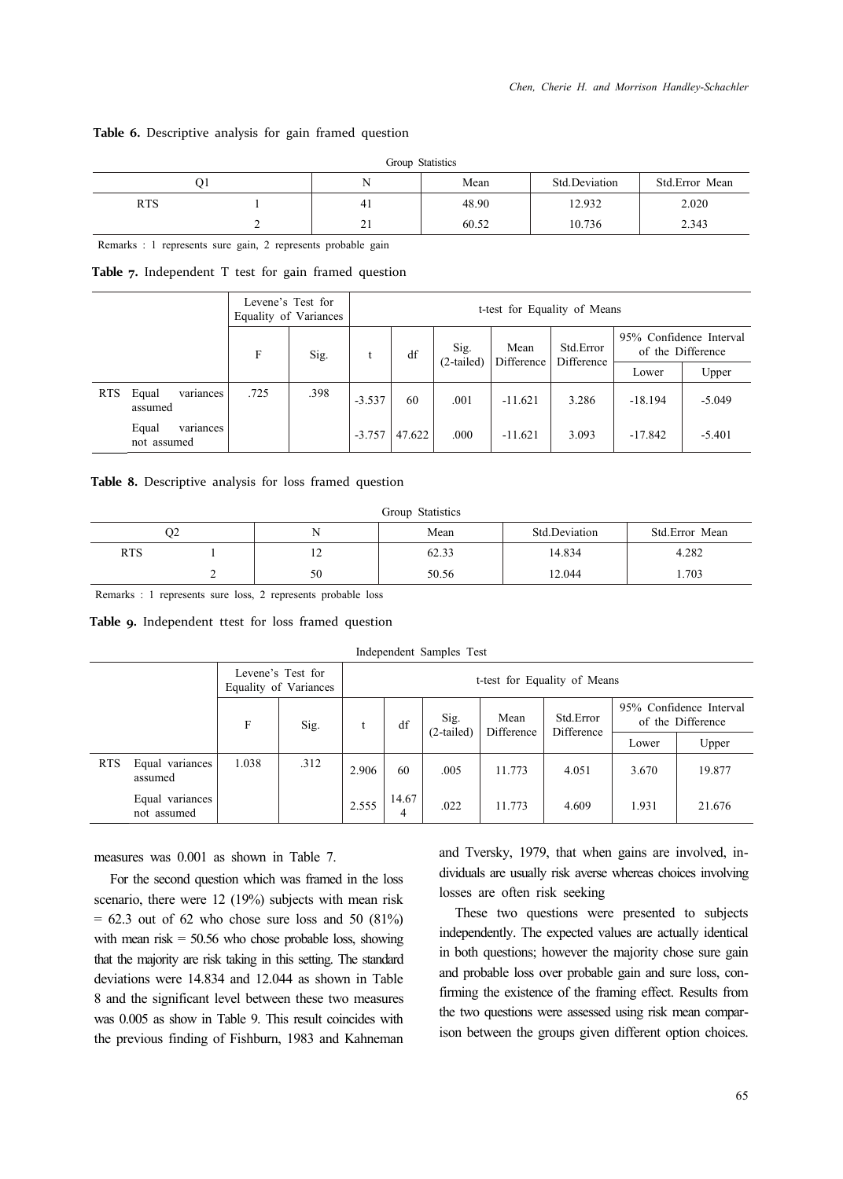**Table 6.** Descriptive analysis for gain framed question

| Group Statistics | | | | | |
|---|---|---|---|---|---|
| Q1 | | N | Mean | Std.Deviation | Std.Error Mean |
| RTS | 1 | 41 | 48.90 | 12.932 | 2.020 |
| | 2 | 21 | 60.52 | 10.736 | 2.343 |

Remarks : 1 represents sure gain, 2 represents probable gain

**Table 7.** Independent T test for gain framed question

| | | Levene's Test for Equality of Variances | | t-test for Equality of Means | | | | | | |
|---|---|---|---|---|---|---|---|---|---|---|
| | | F | Sig. | t | df | Sig. (2-tailed) | Mean Difference | Std.Error Difference | 95% Confidence Interval of the Difference | |
| | | | | | | | | | Lower | Upper |
| RTS | Equal variances assumed | .725 | .398 | -3.537 | 60 | .001 | -11.621 | 3.286 | -18.194 | -5.049 |
| | Equal variances not assumed | | | -3.757 | 47.622 | .000 | -11.621 | 3.093 | -17.842 | -5.401 |

**Table 8.** Descriptive analysis for loss framed question

| Group Statistics | | | | | |
|---|---|---|---|---|---|
| Q2 | | N | Mean | Std.Deviation | Std.Error Mean |
| RTS | 1 | 12 | 62.33 | 14.834 | 4.282 |
| | 2 | 50 | 50.56 | 12.044 | 1.703 |

Remarks : 1 represents sure loss, 2 represents probable loss

**Table 9.** Independent ttest for loss framed question

| Independent Samples Test | | | | | | | | | | |
|---|---|---|---|---|---|---|---|---|---|---|
| | | Levene's Test for Equality of Variances | | t-test for Equality of Means | | | | | | |
| | | F | Sig. | t | df | Sig. (2-tailed) | Mean Difference | Std.Error Difference | 95% Confidence Interval of the Difference | |
| | | | | | | | | | Lower | Upper |
| RTS | Equal variances assumed | 1.038 | .312 | 2.906 | 60 | .005 | 11.773 | 4.051 | 3.670 | 19.877 |
| | Equal variances not assumed | | | 2.555 | 14.674 | .022 | 11.773 | 4.609 | 1.931 | 21.676 |

measures was 0.001 as shown in Table 7.

For the second question which was framed in the loss scenario, there were 12 (19%) subjects with mean risk = 62.3 out of 62 who chose sure loss and 50 (81%) with mean risk = 50.56 who chose probable loss, showing that the majority are risk taking in this setting. The standard deviations were 14.834 and 12.044 as shown in Table 8 and the significant level between these two measures was 0.005 as show in Table 9. This result coincides with the previous finding of Fishburn, 1983 and Kahneman and Tversky, 1979, that when gains are involved, individuals are usually risk averse whereas choices involving losses are often risk seeking

These two questions were presented to subjects independently. The expected values are actually identical in both questions; however the majority chose sure gain and probable loss over probable gain and sure loss, confirming the existence of the framing effect. Results from the two questions were assessed using risk mean comparison between the groups given different option choices.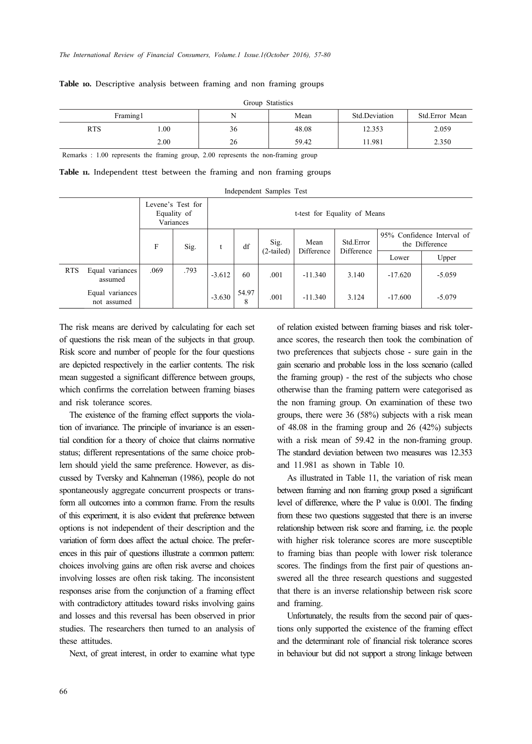**Table 10.** Descriptive analysis between framing and non framing groups

Group Statistics

| Framing1 | | N | Mean | Std.Deviation | Std.Error Mean |
|---|---|---|---|---|---|
| RTS | 1.00 | 36 | 48.08 | 12.353 | 2.059 |
| | 2.00 | 26 | 59.42 | 11.981 | 2.350 |

Remarks : 1.00 represents the framing group, 2.00 represents the non-framing group

**Table 11.** Independent ttest between the framing and non framing groups

Independent Samples Test

| | | Levene's Test for Equality of Variances | | t-test for Equality of Means | | | | | | |
|---|---|---|---|---|---|---|---|---|---|---|
| | | F | Sig. | t | df | Sig. (2-tailed) | Mean Difference | Std.Error Difference | 95% Confidence Interval of the Difference | |
| | | | | | | | | | Lower | Upper |
| RTS | Equal variances assumed | .069 | .793 | -3.612 | 60 | .001 | -11.340 | 3.140 | -17.620 | -5.059 |
| | Equal variances not assumed | | | -3.630 | 54.978 | .001 | -11.340 | 3.124 | -17.600 | -5.079 |

The risk means are derived by calculating for each set of questions the risk mean of the subjects in that group. Risk score and number of people for the four questions are depicted respectively in the earlier contents. The risk mean suggested a significant difference between groups, which confirms the correlation between framing biases and risk tolerance scores.

The existence of the framing effect supports the violation of invariance. The principle of invariance is an essential condition for a theory of choice that claims normative status; different representations of the same choice problem should yield the same preference. However, as discussed by Tversky and Kahneman (1986), people do not spontaneously aggregate concurrent prospects or transform all outcomes into a common frame. From the results of this experiment, it is also evident that preference between options is not independent of their description and the variation of form does affect the actual choice. The preferences in this pair of questions illustrate a common pattern: choices involving gains are often risk averse and choices involving losses are often risk taking. The inconsistent responses arise from the conjunction of a framing effect with contradictory attitudes toward risks involving gains and losses and this reversal has been observed in prior studies. The researchers then turned to an analysis of these attitudes.

Next, of great interest, in order to examine what type of relation existed between framing biases and risk tolerance scores, the research then took the combination of two preferences that subjects chose - sure gain in the gain scenario and probable loss in the loss scenario (called the framing group) - the rest of the subjects who chose otherwise than the framing pattern were categorised as the non framing group. On examination of these two groups, there were 36 (58%) subjects with a risk mean of 48.08 in the framing group and 26 (42%) subjects with a risk mean of 59.42 in the non-framing group. The standard deviation between two measures was 12.353 and 11.981 as shown in Table 10.

As illustrated in Table 11, the variation of risk mean between framing and non framing group posed a significant level of difference, where the P value is 0.001. The finding from these two questions suggested that there is an inverse relationship between risk score and framing, i.e. the people with higher risk tolerance scores are more susceptible to framing bias than people with lower risk tolerance scores. The findings from the first pair of questions answered all the three research questions and suggested that there is an inverse relationship between risk score and framing.

Unfortunately, the results from the second pair of questions only supported the existence of the framing effect and the determinant role of financial risk tolerance scores in behaviour but did not support a strong linkage between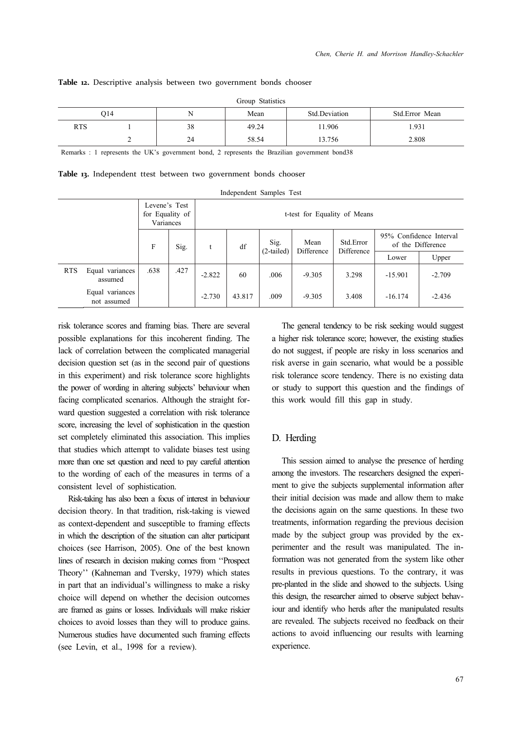**Table 12.** Descriptive analysis between two government bonds chooser

Group Statistics

| Q14 | | N | Mean | Std.Deviation | Std.Error Mean |
|---|---|---|---|---|---|
| RTS | 1 | 38 | 49.24 | 11.906 | 1.931 |
| | 2 | 24 | 58.54 | 13.756 | 2.808 |

Remarks : 1 represents the UK's government bond, 2 represents the Brazilian government bond38

**Table 13.** Independent ttest between two government bonds chooser

Independent Samples Test

| | | Levene's Test for Equality of Variances | | t-test for Equality of Means | | | | | | |
|---|---|---|---|---|---|---|---|---|---|---|
| | | F | Sig. | t | df | Sig. (2-tailed) | Mean Difference | Std.Error Difference | 95% Confidence Interval of the Difference | |
| | | | | | | | | | Lower | Upper |
| RTS | Equal variances assumed | .638 | .427 | -2.822 | 60 | .006 | -9.305 | 3.298 | -15.901 | -2.709 |
| | Equal variances not assumed | | | -2.730 | 43.817 | .009 | -9.305 | 3.408 | -16.174 | -2.436 |

risk tolerance scores and framing bias. There are several possible explanations for this incoherent finding. The lack of correlation between the complicated managerial decision question set (as in the second pair of questions in this experiment) and risk tolerance score highlights the power of wording in altering subjects' behaviour when facing complicated scenarios. Although the straight forward question suggested a correlation with risk tolerance score, increasing the level of sophistication in the question set completely eliminated this association. This implies that studies which attempt to validate biases test using more than one set question and need to pay careful attention to the wording of each of the measures in terms of a consistent level of sophistication.

Risk-taking has also been a focus of interest in behaviour decision theory. In that tradition, risk-taking is viewed as context-dependent and susceptible to framing effects in which the description of the situation can alter participant choices (see Harrison, 2005). One of the best known lines of research in decision making comes from ''Prospect Theory'' (Kahneman and Tversky, 1979) which states in part that an individual's willingness to make a risky choice will depend on whether the decision outcomes are framed as gains or losses. Individuals will make riskier choices to avoid losses than they will to produce gains. Numerous studies have documented such framing effects (see Levin, et al., 1998 for a review).

The general tendency to be risk seeking would suggest a higher risk tolerance score; however, the existing studies do not suggest, if people are risky in loss scenarios and risk averse in gain scenario, what would be a possible risk tolerance score tendency. There is no existing data or study to support this question and the findings of this work would fill this gap in study.

## D. Herding

This session aimed to analyse the presence of herding among the investors. The researchers designed the experiment to give the subjects supplemental information after their initial decision was made and allow them to make the decisions again on the same questions. In these two treatments, information regarding the previous decision made by the subject group was provided by the experimenter and the result was manipulated. The information was not generated from the system like other results in previous questions. To the contrary, it was pre-planted in the slide and showed to the subjects. Using this design, the researcher aimed to observe subject behaviour and identify who herds after the manipulated results are revealed. The subjects received no feedback on their actions to avoid influencing our results with learning experience.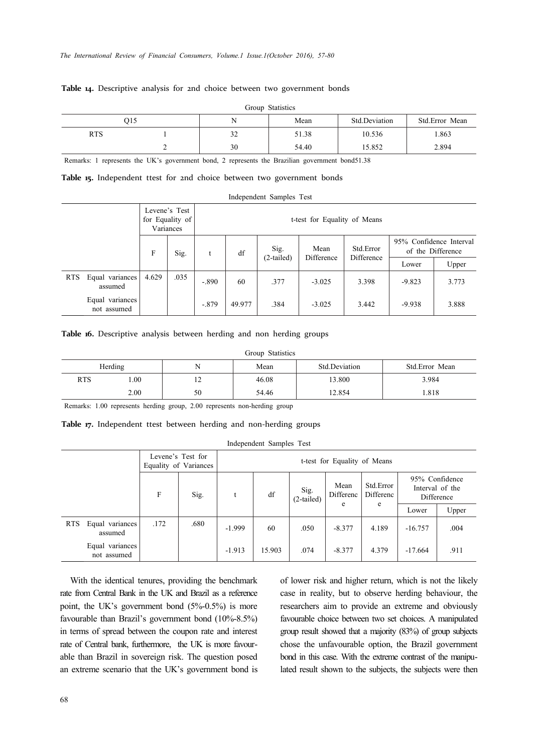**Table 14.** Descriptive analysis for 2nd choice between two government bonds

Group Statistics

| Q15 | | N | Mean | Std.Deviation | Std.Error Mean |
|---|---|---|---|---|---|
| RTS | 1 | 32 | 51.38 | 10.536 | 1.863 |
| | 2 | 30 | 54.40 | 15.852 | 2.894 |

Remarks: 1 represents the UK's government bond, 2 represents the Brazilian government bond51.38

**Table 15.** Independent ttest for 2nd choice between two government bonds

Independent Samples Test

| | | Levene's Test for Equality of Variances | | t-test for Equality of Means | | | | | | |
|---|---|---|---|---|---|---|---|---|---|---|
| | | F | Sig. | t | df | Sig. (2-tailed) | Mean Difference | Std.Error Difference | 95% Confidence Interval of the Difference | |
| | | | | | | | | | Lower | Upper |
| RTS | Equal variances assumed | 4.629 | .035 | -.890 | 60 | .377 | -3.025 | 3.398 | -9.823 | 3.773 |
| | Equal variances not assumed | | | -.879 | 49.977 | .384 | -3.025 | 3.442 | -9.938 | 3.888 |

**Table 16.** Descriptive analysis between herding and non herding groups

Group Statistics

| Herding | | N | Mean | Std.Deviation | Std.Error Mean |
|---|---|---|---|---|---|
| RTS | 1.00 | 12 | 46.08 | 13.800 | 3.984 |
| | 2.00 | 50 | 54.46 | 12.854 | 1.818 |

Remarks: 1.00 represents herding group, 2.00 represents non-herding group

**Table 17.** Independent ttest between herding and non-herding groups

Independent Samples Test

| | | Levene's Test for Equality of Variances | | t-test for Equality of Means | | | | | | |
|---|---|---|---|---|---|---|---|---|---|---|
| | | F | Sig. | t | df | Sig. (2-tailed) | Mean Difference | Std.Error Difference | 95% Confidence Interval of the Difference | |
| | | | | | | | | | Lower | Upper |
| RTS | Equal variances assumed | .172 | .680 | -1.999 | 60 | .050 | -8.377 | 4.189 | -16.757 | .004 |
| | Equal variances not assumed | | | -1.913 | 15.903 | .074 | -8.377 | 4.379 | -17.664 | .911 |

With the identical tenures, providing the benchmark rate from Central Bank in the UK and Brazil as a reference point, the UK's government bond (5%-0.5%) is more favourable than Brazil's government bond (10%-8.5%) in terms of spread between the coupon rate and interest rate of Central bank, furthermore, the UK is more favourable than Brazil in sovereign risk. The question posed an extreme scenario that the UK's government bond is of lower risk and higher return, which is not the likely case in reality, but to observe herding behaviour, the researchers aim to provide an extreme and obviously favourable choice between two set choices. A manipulated group result showed that a majority (83%) of group subjects chose the unfavourable option, the Brazil government bond in this case. With the extreme contrast of the manipulated result shown to the subjects, the subjects were then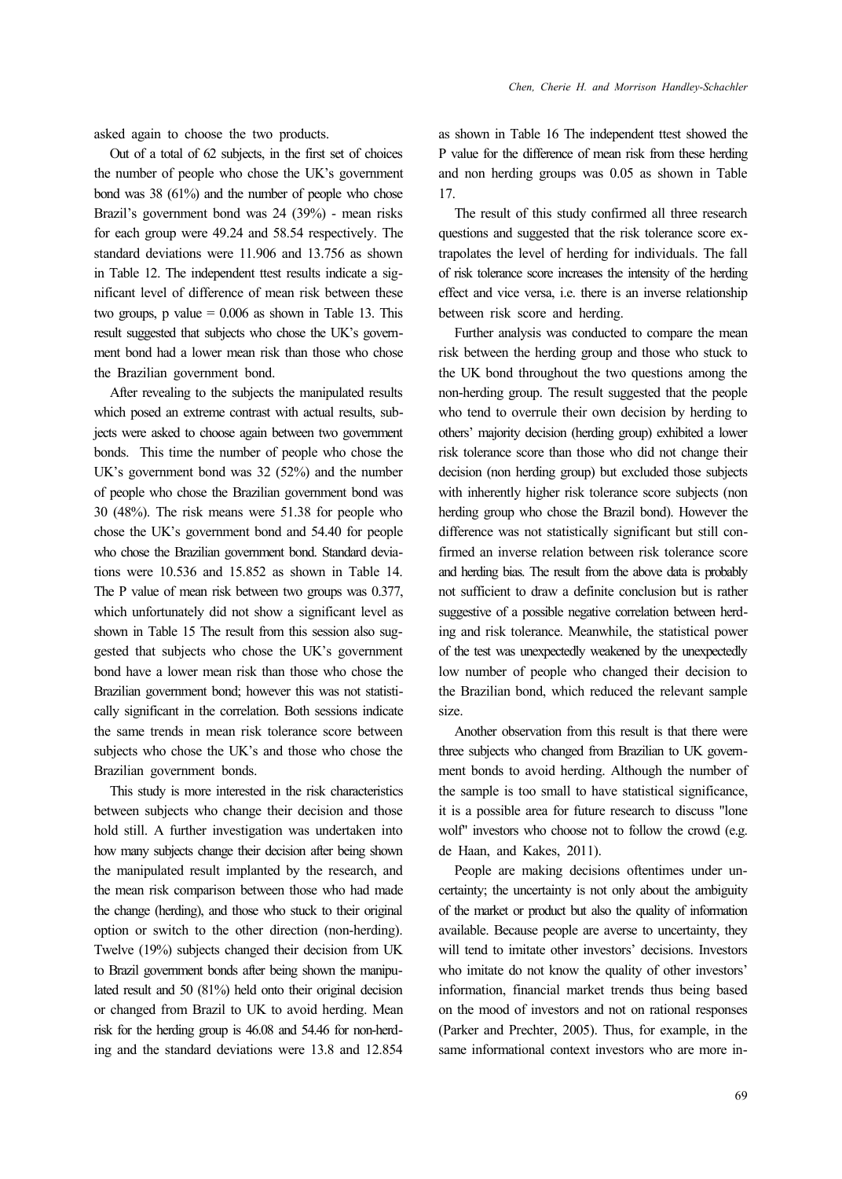asked again to choose the two products.

Out of a total of 62 subjects, in the first set of choices the number of people who chose the UK's government bond was 38 (61%) and the number of people who chose Brazil's government bond was 24 (39%) - mean risks for each group were 49.24 and 58.54 respectively. The standard deviations were 11.906 and 13.756 as shown in Table 12. The independent ttest results indicate a significant level of difference of mean risk between these two groups, p value = 0.006 as shown in Table 13. This result suggested that subjects who chose the UK's government bond had a lower mean risk than those who chose the Brazilian government bond.

After revealing to the subjects the manipulated results which posed an extreme contrast with actual results, subjects were asked to choose again between two government bonds. This time the number of people who chose the UK's government bond was 32 (52%) and the number of people who chose the Brazilian government bond was 30 (48%). The risk means were 51.38 for people who chose the UK's government bond and 54.40 for people who chose the Brazilian government bond. Standard deviations were 10.536 and 15.852 as shown in Table 14. The P value of mean risk between two groups was 0.377, which unfortunately did not show a significant level as shown in Table 15 The result from this session also suggested that subjects who chose the UK's government bond have a lower mean risk than those who chose the Brazilian government bond; however this was not statistically significant in the correlation. Both sessions indicate the same trends in mean risk tolerance score between subjects who chose the UK's and those who chose the Brazilian government bonds.

This study is more interested in the risk characteristics between subjects who change their decision and those hold still. A further investigation was undertaken into how many subjects change their decision after being shown the manipulated result implanted by the research, and the mean risk comparison between those who had made the change (herding), and those who stuck to their original option or switch to the other direction (non-herding). Twelve (19%) subjects changed their decision from UK to Brazil government bonds after being shown the manipulated result and 50 (81%) held onto their original decision or changed from Brazil to UK to avoid herding. Mean risk for the herding group is 46.08 and 54.46 for non-herding and the standard deviations were 13.8 and 12.854 as shown in Table 16 The independent ttest showed the P value for the difference of mean risk from these herding and non herding groups was 0.05 as shown in Table 17.

The result of this study confirmed all three research questions and suggested that the risk tolerance score extrapolates the level of herding for individuals. The fall of risk tolerance score increases the intensity of the herding effect and vice versa, i.e. there is an inverse relationship between risk score and herding.

Further analysis was conducted to compare the mean risk between the herding group and those who stuck to the UK bond throughout the two questions among the non-herding group. The result suggested that the people who tend to overrule their own decision by herding to others' majority decision (herding group) exhibited a lower risk tolerance score than those who did not change their decision (non herding group) but excluded those subjects with inherently higher risk tolerance score subjects (non herding group who chose the Brazil bond). However the difference was not statistically significant but still confirmed an inverse relation between risk tolerance score and herding bias. The result from the above data is probably not sufficient to draw a definite conclusion but is rather suggestive of a possible negative correlation between herding and risk tolerance. Meanwhile, the statistical power of the test was unexpectedly weakened by the unexpectedly low number of people who changed their decision to the Brazilian bond, which reduced the relevant sample size.

Another observation from this result is that there were three subjects who changed from Brazilian to UK government bonds to avoid herding. Although the number of the sample is too small to have statistical significance, it is a possible area for future research to discuss "lone wolf" investors who choose not to follow the crowd (e.g. de Haan, and Kakes, 2011).

People are making decisions oftentimes under uncertainty; the uncertainty is not only about the ambiguity of the market or product but also the quality of information available. Because people are averse to uncertainty, they will tend to imitate other investors' decisions. Investors who imitate do not know the quality of other investors' information, financial market trends thus being based on the mood of investors and not on rational responses (Parker and Prechter, 2005). Thus, for example, in the same informational context investors who are more in-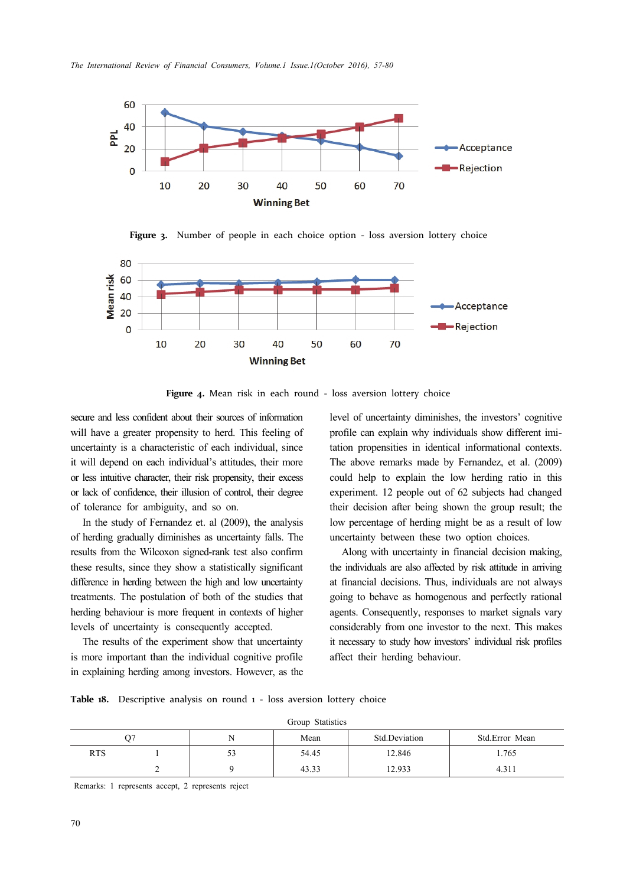Figure 3. Number of people in each choice option - loss aversion lottery choice

Figure 4. Mean risk in each round - loss aversion lottery choice

secure and less confident about their sources of information will have a greater propensity to herd. This feeling of uncertainty is a characteristic of each individual, since it will depend on each individual's attitudes, their more or less intuitive character, their risk propensity, their excess or lack of confidence, their illusion of control, their degree of tolerance for ambiguity, and so on.

In the study of Fernandez et. al (2009), the analysis of herding gradually diminishes as uncertainty falls. The results from the Wilcoxon signed-rank test also confirm these results, since they show a statistically significant difference in herding between the high and low uncertainty treatments. The postulation of both of the studies that herding behaviour is more frequent in contexts of higher levels of uncertainty is consequently accepted.

The results of the experiment show that uncertainty is more important than the individual cognitive profile in explaining herding among investors. However, as the level of uncertainty diminishes, the investors' cognitive profile can explain why individuals show different imitation propensities in identical informational contexts. The above remarks made by Fernandez, et al. (2009) could help to explain the low herding ratio in this experiment. 12 people out of 62 subjects had changed their decision after being shown the group result; the low percentage of herding might be as a result of low uncertainty between these two option choices.

Along with uncertainty in financial decision making, the individuals are also affected by risk attitude in arriving at financial decisions. Thus, individuals are not always going to behave as homogenous and perfectly rational agents. Consequently, responses to market signals vary considerably from one investor to the next. This makes it necessary to study how investors' individual risk profiles affect their herding behaviour.

**Table 18.** Descriptive analysis on round 1 - loss aversion lottery choice

Group Statistics

| Q7 | | N | Mean | Std.Deviation | Std.Error Mean |
|---|---|---|---|---|---|
| RTS | 1 | 53 | 54.45 | 12.846 | 1.765 |
| | 2 | 9 | 43.33 | 12.933 | 4.311 |

Remarks: 1 represents accept, 2 represents reject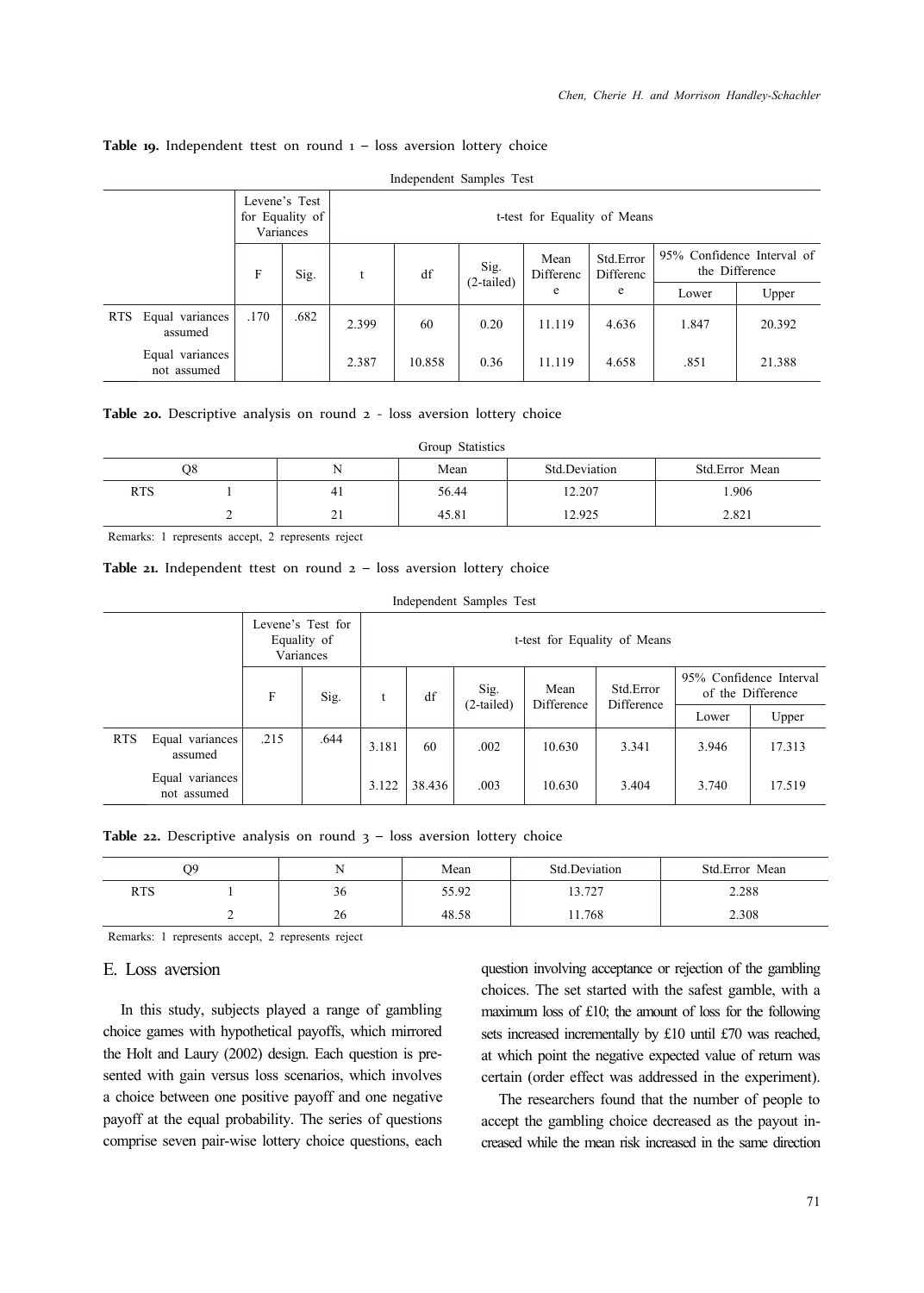**Table 19.** Independent ttest on round 1 – loss aversion lottery choice

Independent Samples Test

| | | Levene's Test for Equality of Variances | | t-test for Equality of Means | | | | | | |
|---|---|---|---|---|---|---|---|---|---|---|
| | | F | Sig. | t | df | Sig. (2-tailed) | Mean Difference | Std.Error Difference | 95% Confidence Interval of the Difference | |
| | | | | | | | | | Lower | Upper |
| RTS | Equal variances assumed | .170 | .682 | 2.399 | 60 | 0.20 | 11.119 | 4.636 | 1.847 | 20.392 |
| | Equal variances not assumed | | | 2.387 | 10.858 | 0.36 | 11.119 | 4.658 | .851 | 21.388 |

**Table 20.** Descriptive analysis on round 2 - loss aversion lottery choice

Group Statistics

| Q8 | | N | Mean | Std.Deviation | Std.Error Mean |
|---|---|---|---|---|---|
| RTS | 1 | 41 | 56.44 | 12.207 | 1.906 |
| | 2 | 21 | 45.81 | 12.925 | 2.821 |

Remarks: 1 represents accept, 2 represents reject

**Table 21.** Independent ttest on round 2 – loss aversion lottery choice

Independent Samples Test

| | | Levene's Test for Equality of Variances | | t-test for Equality of Means | | | | | | |
|---|---|---|---|---|---|---|---|---|---|---|
| | | F | Sig. | t | df | Sig. (2-tailed) | Mean Difference | Std.Error Difference | 95% Confidence Interval of the Difference | |
| | | | | | | | | | Lower | Upper |
| RTS | Equal variances assumed | .215 | .644 | 3.181 | 60 | .002 | 10.630 | 3.341 | 3.946 | 17.313 |
| | Equal variances not assumed | | | 3.122 | 38.436 | .003 | 10.630 | 3.404 | 3.740 | 17.519 |

**Table 22.** Descriptive analysis on round 3 – loss aversion lottery choice

| Q9 | | N | Mean | Std.Deviation | Std.Error Mean |
|---|---|---|---|---|---|
| RTS | 1 | 36 | 55.92 | 13.727 | 2.288 |
| | 2 | 26 | 48.58 | 11.768 | 2.308 |

Remarks: 1 represents accept, 2 represents reject

## E. Loss aversion

In this study, subjects played a range of gambling choice games with hypothetical payoffs, which mirrored the Holt and Laury (2002) design. Each question is presented with gain versus loss scenarios, which involves a choice between one positive payoff and one negative payoff at the equal probability. The series of questions comprise seven pair-wise lottery choice questions, each question involving acceptance or rejection of the gambling choices. The set started with the safest gamble, with a maximum loss of £10; the amount of loss for the following sets increased incrementally by £10 until £70 was reached, at which point the negative expected value of return was certain (order effect was addressed in the experiment).

The researchers found that the number of people to accept the gambling choice decreased as the payout increased while the mean risk increased in the same direction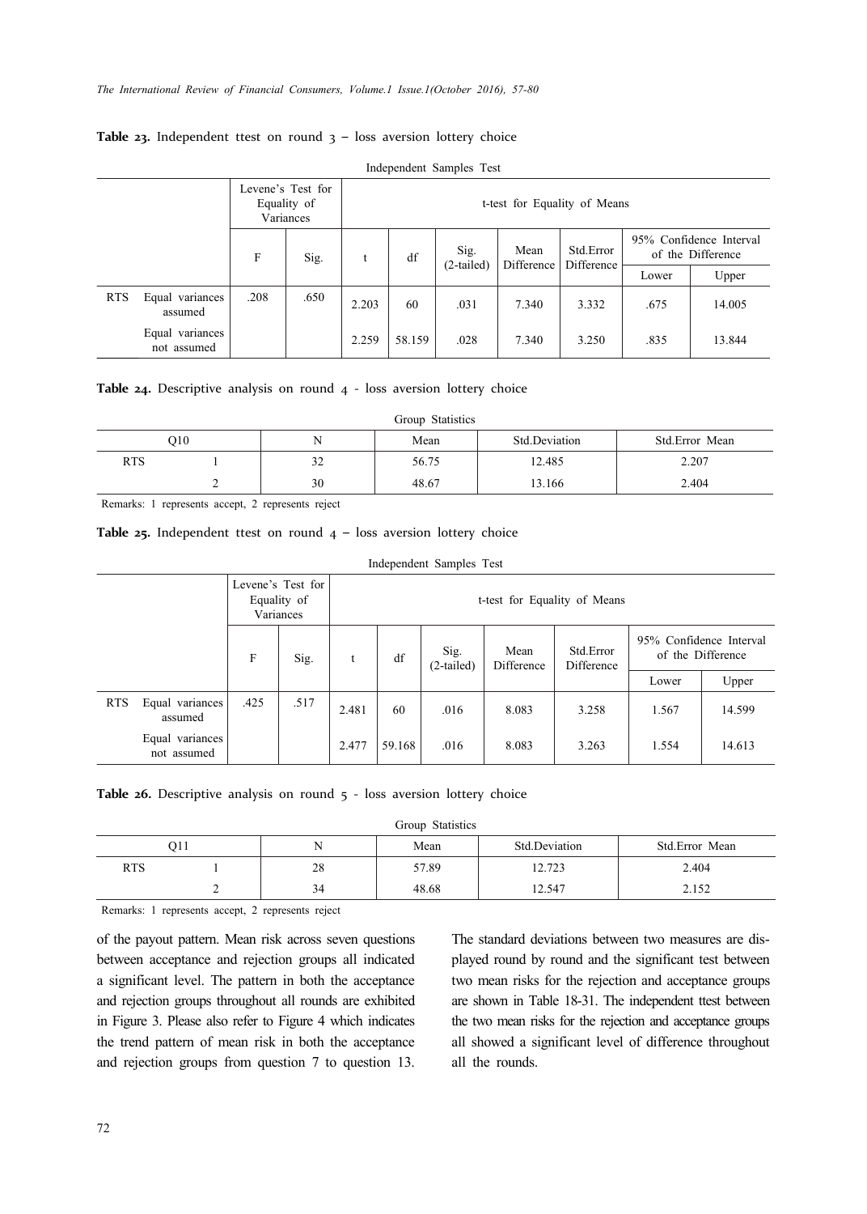**Table 23.** Independent ttest on round 3 – loss aversion lottery choice

Independent Samples Test

| | | Levene's Test for Equality of Variances | | t-test for Equality of Means | | | | | | |
|---|---|---|---|---|---|---|---|---|---|---|
| | | F | Sig. | t | df | Sig. (2-tailed) | Mean Difference | Std.Error Difference | 95% Confidence Interval of the Difference | |
| | | | | | | | | | Lower | Upper |
| RTS | Equal variances assumed | .208 | .650 | 2.203 | 60 | .031 | 7.340 | 3.332 | .675 | 14.005 |
| | Equal variances not assumed | | | 2.259 | 58.159 | .028 | 7.340 | 3.250 | .835 | 13.844 |

**Table 24.** Descriptive analysis on round 4 - loss aversion lottery choice

Group Statistics

| Q10 | | N | Mean | Std.Deviation | Std.Error Mean |
|---|---|---|---|---|---|
| RTS | 1 | 32 | 56.75 | 12.485 | 2.207 |
| | 2 | 30 | 48.67 | 13.166 | 2.404 |

Remarks: 1 represents accept, 2 represents reject

**Table 25.** Independent ttest on round 4 – loss aversion lottery choice

Independent Samples Test

| | | Levene's Test for Equality of Variances | | t-test for Equality of Means | | | | | | |
|---|---|---|---|---|---|---|---|---|---|---|
| | | F | Sig. | t | df | Sig. (2-tailed) | Mean Difference | Std.Error Difference | 95% Confidence Interval of the Difference | |
| | | | | | | | | | Lower | Upper |
| RTS | Equal variances assumed | .425 | .517 | 2.481 | 60 | .016 | 8.083 | 3.258 | 1.567 | 14.599 |
| | Equal variances not assumed | | | 2.477 | 59.168 | .016 | 8.083 | 3.263 | 1.554 | 14.613 |

**Table 26.** Descriptive analysis on round 5 - loss aversion lottery choice

Group Statistics

| Q11 | | N | Mean | Std.Deviation | Std.Error Mean |
|---|---|---|---|---|---|
| RTS | 1 | 28 | 57.89 | 12.723 | 2.404 |
| | 2 | 34 | 48.68 | 12.547 | 2.152 |

Remarks: 1 represents accept, 2 represents reject

of the payout pattern. Mean risk across seven questions between acceptance and rejection groups all indicated a significant level. The pattern in both the acceptance and rejection groups throughout all rounds are exhibited in Figure 3. Please also refer to Figure 4 which indicates the trend pattern of mean risk in both the acceptance and rejection groups from question 7 to question 13. The standard deviations between two measures are displayed round by round and the significant test between two mean risks for the rejection and acceptance groups are shown in Table 18-31. The independent ttest between the two mean risks for the rejection and acceptance groups all showed a significant level of difference throughout all the rounds.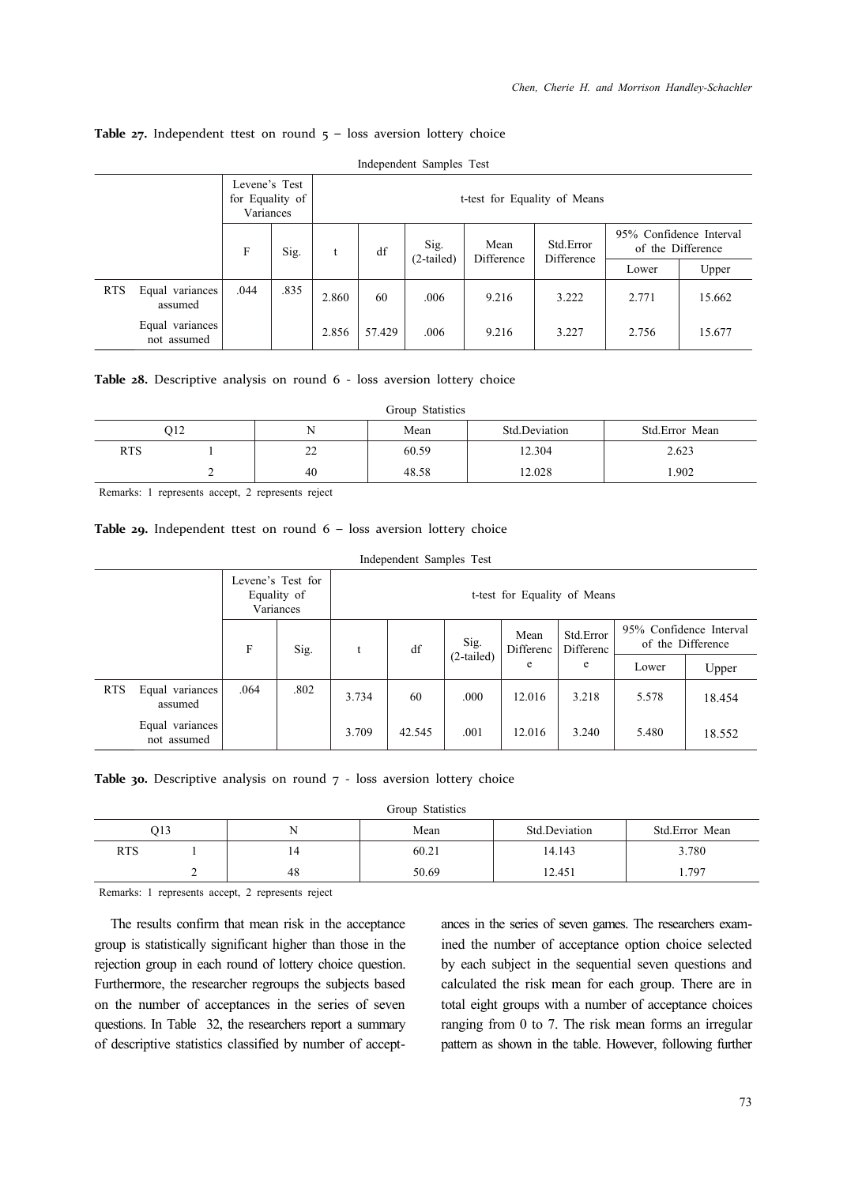**Table 27.** Independent ttest on round 5 – loss aversion lottery choice

Independent Samples Test

| | | Levene's Test for Equality of Variances | | t-test for Equality of Means | | | | | | |
|---|---|---|---|---|---|---|---|---|---|---|
| | | F | Sig. | t | df | Sig. (2-tailed) | Mean Difference | Std.Error Difference | 95% Confidence Interval of the Difference | |
| | | | | | | | | | Lower | Upper |
| RTS | Equal variances assumed | .044 | .835 | 2.860 | 60 | .006 | 9.216 | 3.222 | 2.771 | 15.662 |
| | Equal variances not assumed | | | 2.856 | 57.429 | .006 | 9.216 | 3.227 | 2.756 | 15.677 |

**Table 28.** Descriptive analysis on round 6 - loss aversion lottery choice

Group Statistics

| Q12 | | N | Mean | Std.Deviation | Std.Error Mean |
|---|---|---|---|---|---|
| RTS | 1 | 22 | 60.59 | 12.304 | 2.623 |
| | 2 | 40 | 48.58 | 12.028 | 1.902 |

Remarks: 1 represents accept, 2 represents reject

**Table 29.** Independent ttest on round 6 – loss aversion lottery choice

Independent Samples Test

| | | Levene's Test for Equality of Variances | | t-test for Equality of Means | | | | | | |
|---|---|---|---|---|---|---|---|---|---|---|
| | | F | Sig. | t | df | Sig. (2-tailed) | Mean Difference | Std.Error Difference | 95% Confidence Interval of the Difference | |
| | | | | | | | | | Lower | Upper |
| RTS | Equal variances assumed | .064 | .802 | 3.734 | 60 | .000 | 12.016 | 3.218 | 5.578 | 18.454 |
| | Equal variances not assumed | | | 3.709 | 42.545 | .001 | 12.016 | 3.240 | 5.480 | 18.552 |

**Table 30.** Descriptive analysis on round 7 - loss aversion lottery choice

Group Statistics

| Q13 | | N | Mean | Std.Deviation | Std.Error Mean |
|---|---|---|---|---|---|
| RTS | 1 | 14 | 60.21 | 14.143 | 3.780 |
| | 2 | 48 | 50.69 | 12.451 | 1.797 |

Remarks: 1 represents accept, 2 represents reject

The results confirm that mean risk in the acceptance group is statistically significant higher than those in the rejection group in each round of lottery choice question. Furthermore, the researcher regroups the subjects based on the number of acceptances in the series of seven questions. In Table 32, the researchers report a summary of descriptive statistics classified by number of acceptances in the series of seven games. The researchers examined the number of acceptance option choice selected by each subject in the sequential seven questions and calculated the risk mean for each group. There are in total eight groups with a number of acceptance choices ranging from 0 to 7. The risk mean forms an irregular pattern as shown in the table. However, following further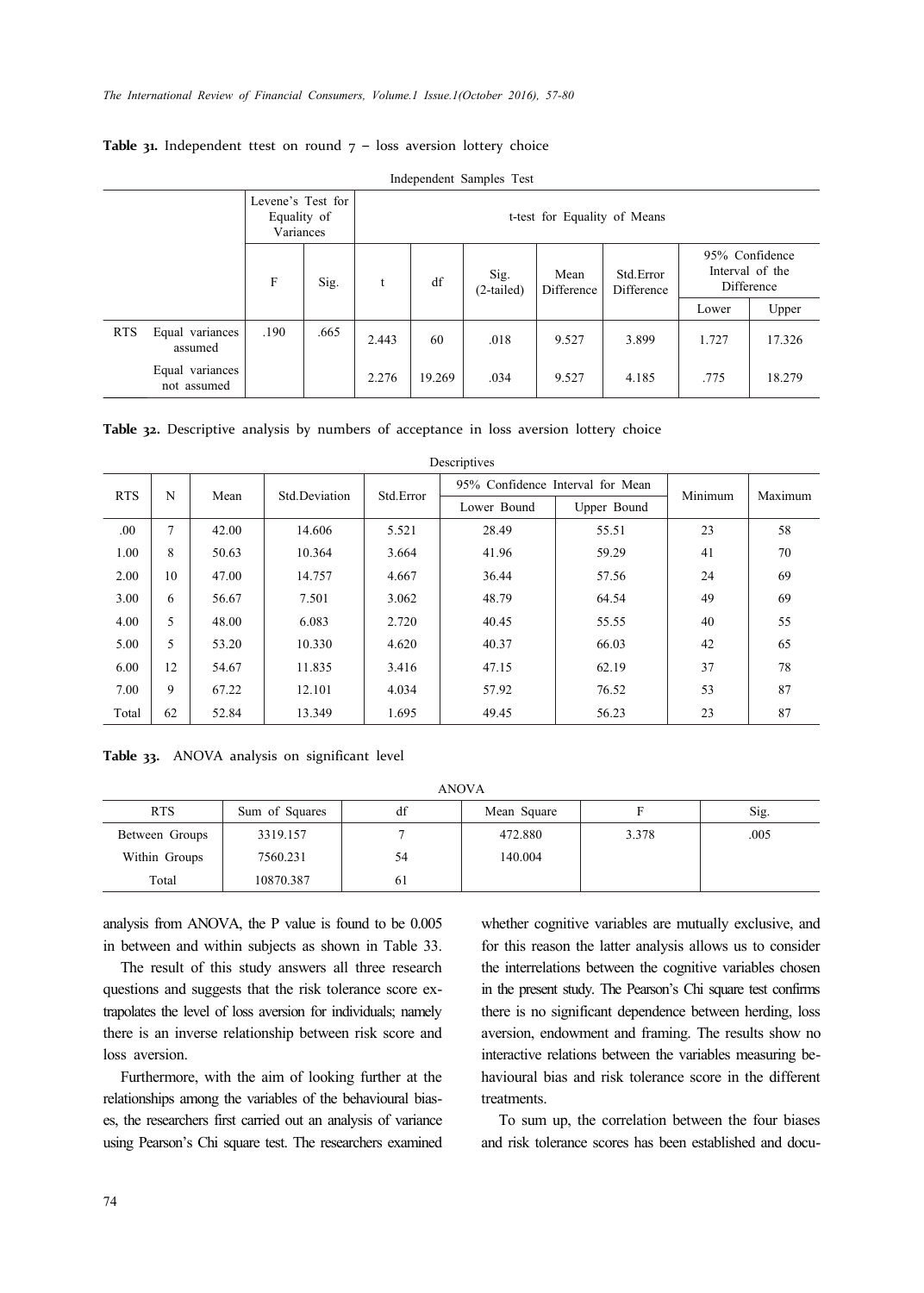**Table 31.** Independent ttest on round 7 – loss aversion lottery choice

Independent Samples Test

| | | Levene's Test for Equality of Variances | | t-test for Equality of Means | | | | | | |
|---|---|---|---|---|---|---|---|---|---|---|
| | | F | Sig. | t | df | Sig. (2-tailed) | Mean Difference | Std.Error Difference | 95% Confidence Interval of the Difference | |
| | | | | | | | | | Lower | Upper |
| RTS | Equal variances assumed | .190 | .665 | 2.443 | 60 | .018 | 9.527 | 3.899 | 1.727 | 17.326 |
| | Equal variances not assumed | | | 2.276 | 19.269 | .034 | 9.527 | 4.185 | .775 | 18.279 |

**Table 32.** Descriptive analysis by numbers of acceptance in loss aversion lottery choice

Descriptives

| RTS | N | Mean | Std.Deviation | Std.Error | 95% Confidence Interval for Mean | | Minimum | Maximum |
|---|---|---|---|---|---|---|---|---|
| | | | | | Lower Bound | Upper Bound | | |
| .00 | 7 | 42.00 | 14.606 | 5.521 | 28.49 | 55.51 | 23 | 58 |
| 1.00 | 8 | 50.63 | 10.364 | 3.664 | 41.96 | 59.29 | 41 | 70 |
| 2.00 | 10 | 47.00 | 14.757 | 4.667 | 36.44 | 57.56 | 24 | 69 |
| 3.00 | 6 | 56.67 | 7.501 | 3.062 | 48.79 | 64.54 | 49 | 69 |
| 4.00 | 5 | 48.00 | 6.083 | 2.720 | 40.45 | 55.55 | 40 | 55 |
| 5.00 | 5 | 53.20 | 10.330 | 4.620 | 40.37 | 66.03 | 42 | 65 |
| 6.00 | 12 | 54.67 | 11.835 | 3.416 | 47.15 | 62.19 | 37 | 78 |
| 7.00 | 9 | 67.22 | 12.101 | 4.034 | 57.92 | 76.52 | 53 | 87 |
| Total | 62 | 52.84 | 13.349 | 1.695 | 49.45 | 56.23 | 23 | 87 |

**Table 33.** ANOVA analysis on significant level

ANOVA

| RTS | Sum of Squares | df | Mean Square | F | Sig. |
|---|---|---|---|---|---|
| Between Groups | 3319.157 | 7 | 472.880 | 3.378 | .005 |
| Within Groups | 7560.231 | 54 | 140.004 | | |
| Total | 10870.387 | 61 | | | |

analysis from ANOVA, the P value is found to be 0.005 in between and within subjects as shown in Table 33.

The result of this study answers all three research questions and suggests that the risk tolerance score extrapolates the level of loss aversion for individuals; namely there is an inverse relationship between risk score and loss aversion.

Furthermore, with the aim of looking further at the relationships among the variables of the behavioural biases, the researchers first carried out an analysis of variance using Pearson's Chi square test. The researchers examined whether cognitive variables are mutually exclusive, and for this reason the latter analysis allows us to consider the interrelations between the cognitive variables chosen in the present study. The Pearson's Chi square test confirms there is no significant dependence between herding, loss aversion, endowment and framing. The results show no interactive relations between the variables measuring behavioural bias and risk tolerance score in the different treatments.

To sum up, the correlation between the four biases and risk tolerance scores has been established and docu-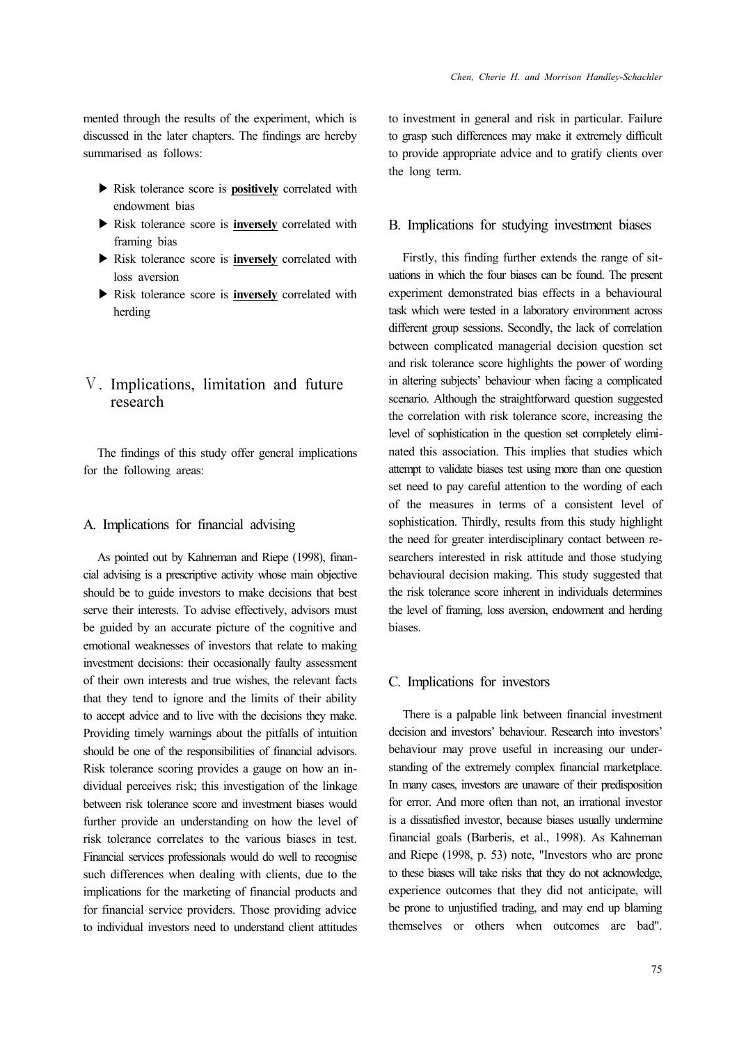mented through the results of the experiment, which is discussed in the later chapters. The findings are hereby summarised as follows:

- Risk tolerance score is **positively** correlated with endowment bias
- Risk tolerance score is **inversely** correlated with framing bias
- Risk tolerance score is **inversely** correlated with loss aversion
- Risk tolerance score is **inversely** correlated with herding

## Ⅴ. Implications, limitation and future research

The findings of this study offer general implications for the following areas:

### A. Implications for financial advising

As pointed out by Kahneman and Riepe (1998), financial advising is a prescriptive activity whose main objective should be to guide investors to make decisions that best serve their interests. To advise effectively, advisors must be guided by an accurate picture of the cognitive and emotional weaknesses of investors that relate to making investment decisions: their occasionally faulty assessment of their own interests and true wishes, the relevant facts that they tend to ignore and the limits of their ability to accept advice and to live with the decisions they make. Providing timely warnings about the pitfalls of intuition should be one of the responsibilities of financial advisors. Risk tolerance scoring provides a gauge on how an individual perceives risk; this investigation of the linkage between risk tolerance score and investment biases would further provide an understanding on how the level of risk tolerance correlates to the various biases in test. Financial services professionals would do well to recognise such differences when dealing with clients, due to the implications for the marketing of financial products and for financial service providers. Those providing advice to individual investors need to understand client attitudes to investment in general and risk in particular. Failure to grasp such differences may make it extremely difficult to provide appropriate advice and to gratify clients over the long term.

### B. Implications for studying investment biases

Firstly, this finding further extends the range of situations in which the four biases can be found. The present experiment demonstrated bias effects in a behavioural task which were tested in a laboratory environment across different group sessions. Secondly, the lack of correlation between complicated managerial decision question set and risk tolerance score highlights the power of wording in altering subjects' behaviour when facing a complicated scenario. Although the straightforward question suggested the correlation with risk tolerance score, increasing the level of sophistication in the question set completely eliminated this association. This implies that studies which attempt to validate biases test using more than one question set need to pay careful attention to the wording of each of the measures in terms of a consistent level of sophistication. Thirdly, results from this study highlight the need for greater interdisciplinary contact between researchers interested in risk attitude and those studying behavioural decision making. This study suggested that the risk tolerance score inherent in individuals determines the level of framing, loss aversion, endowment and herding biases.

### C. Implications for investors

There is a palpable link between financial investment decision and investors' behaviour. Research into investors' behaviour may prove useful in increasing our understanding of the extremely complex financial marketplace. In many cases, investors are unaware of their predisposition for error. And more often than not, an irrational investor is a dissatisfied investor, because biases usually undermine financial goals (Barberis, et al., 1998). As Kahneman and Riepe (1998, p. 53) note, "Investors who are prone to these biases will take risks that they do not acknowledge, experience outcomes that they did not anticipate, will be prone to unjustified trading, and may end up blaming themselves or others when outcomes are bad".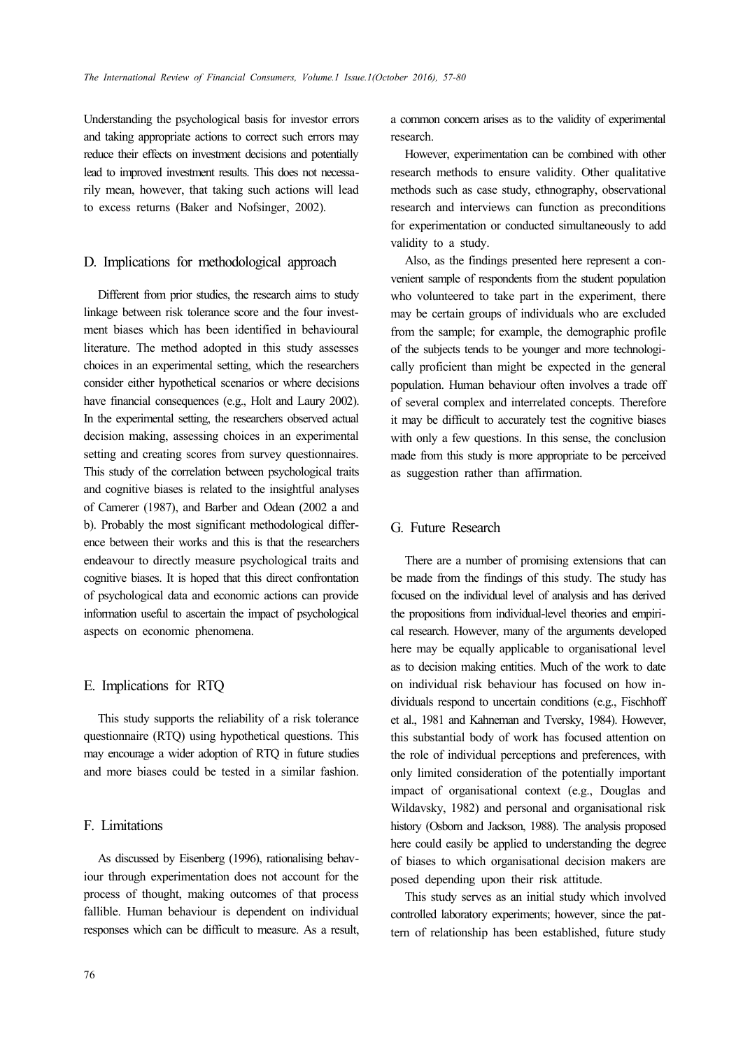Understanding the psychological basis for investor errors and taking appropriate actions to correct such errors may reduce their effects on investment decisions and potentially lead to improved investment results. This does not necessarily mean, however, that taking such actions will lead to excess returns (Baker and Nofsinger, 2002).

## D. Implications for methodological approach

Different from prior studies, the research aims to study linkage between risk tolerance score and the four investment biases which has been identified in behavioural literature. The method adopted in this study assesses choices in an experimental setting, which the researchers consider either hypothetical scenarios or where decisions have financial consequences (e.g., Holt and Laury 2002). In the experimental setting, the researchers observed actual decision making, assessing choices in an experimental setting and creating scores from survey questionnaires. This study of the correlation between psychological traits and cognitive biases is related to the insightful analyses of Camerer (1987), and Barber and Odean (2002 a and b). Probably the most significant methodological difference between their works and this is that the researchers endeavour to directly measure psychological traits and cognitive biases. It is hoped that this direct confrontation of psychological data and economic actions can provide information useful to ascertain the impact of psychological aspects on economic phenomena.

## E. Implications for RTQ

This study supports the reliability of a risk tolerance questionnaire (RTQ) using hypothetical questions. This may encourage a wider adoption of RTQ in future studies and more biases could be tested in a similar fashion.

## F. Limitations

As discussed by Eisenberg (1996), rationalising behaviour through experimentation does not account for the process of thought, making outcomes of that process fallible. Human behaviour is dependent on individual responses which can be difficult to measure. As a result, a common concern arises as to the validity of experimental research.

However, experimentation can be combined with other research methods to ensure validity. Other qualitative methods such as case study, ethnography, observational research and interviews can function as preconditions for experimentation or conducted simultaneously to add validity to a study.

Also, as the findings presented here represent a convenient sample of respondents from the student population who volunteered to take part in the experiment, there may be certain groups of individuals who are excluded from the sample; for example, the demographic profile of the subjects tends to be younger and more technologically proficient than might be expected in the general population. Human behaviour often involves a trade off of several complex and interrelated concepts. Therefore it may be difficult to accurately test the cognitive biases with only a few questions. In this sense, the conclusion made from this study is more appropriate to be perceived as suggestion rather than affirmation.

## G. Future Research

There are a number of promising extensions that can be made from the findings of this study. The study has focused on the individual level of analysis and has derived the propositions from individual-level theories and empirical research. However, many of the arguments developed here may be equally applicable to organisational level as to decision making entities. Much of the work to date on individual risk behaviour has focused on how individuals respond to uncertain conditions (e.g., Fischhoff et al., 1981 and Kahneman and Tversky, 1984). However, this substantial body of work has focused attention on the role of individual perceptions and preferences, with only limited consideration of the potentially important impact of organisational context (e.g., Douglas and Wildavsky, 1982) and personal and organisational risk history (Osborn and Jackson, 1988). The analysis proposed here could easily be applied to understanding the degree of biases to which organisational decision makers are posed depending upon their risk attitude.

This study serves as an initial study which involved controlled laboratory experiments; however, since the pattern of relationship has been established, future study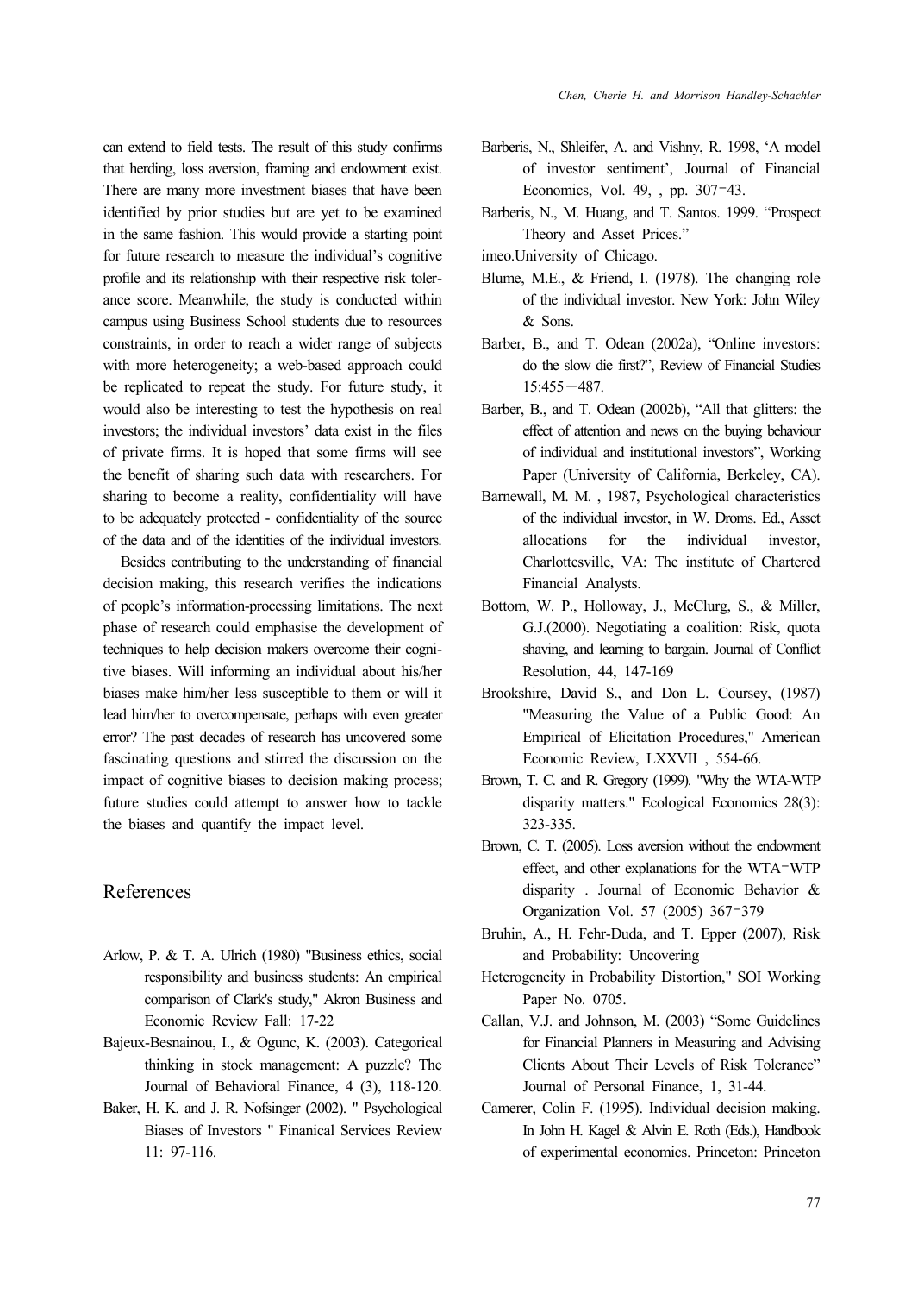can extend to field tests. The result of this study confirms that herding, loss aversion, framing and endowment exist. There are many more investment biases that have been identified by prior studies but are yet to be examined in the same fashion. This would provide a starting point for future research to measure the individual's cognitive profile and its relationship with their respective risk tolerance score. Meanwhile, the study is conducted within campus using Business School students due to resources constraints, in order to reach a wider range of subjects with more heterogeneity; a web-based approach could be replicated to repeat the study. For future study, it would also be interesting to test the hypothesis on real investors; the individual investors' data exist in the files of private firms. It is hoped that some firms will see the benefit of sharing such data with researchers. For sharing to become a reality, confidentiality will have to be adequately protected - confidentiality of the source of the data and of the identities of the individual investors.

Besides contributing to the understanding of financial decision making, this research verifies the indications of people's information-processing limitations. The next phase of research could emphasise the development of techniques to help decision makers overcome their cognitive biases. Will informing an individual about his/her biases make him/her less susceptible to them or will it lead him/her to overcompensate, perhaps with even greater error? The past decades of research has uncovered some fascinating questions and stirred the discussion on the impact of cognitive biases to decision making process; future studies could attempt to answer how to tackle the biases and quantify the impact level.

## References

Arlow, P. & T. A. Ulrich (1980) "Business ethics, social responsibility and business students: An empirical comparison of Clark's study," Akron Business and Economic Review Fall: 17-22

Bajeux-Besnainou, I., & Ogunc, K. (2003). Categorical thinking in stock management: A puzzle? The Journal of Behavioral Finance, 4 (3), 118-120.

Baker, H. K. and J. R. Nofsinger (2002). " Psychological Biases of Investors " Finanical Services Review 11: 97-116.

Barberis, N., Shleifer, A. and Vishny, R. 1998, 'A model of investor sentiment', Journal of Financial Economics, Vol. 49, , pp. 307-43.

Barberis, N., M. Huang, and T. Santos. 1999. "Prospect Theory and Asset Prices."

imeo.University of Chicago.

Blume, M.E., & Friend, I. (1978). The changing role of the individual investor. New York: John Wiley & Sons.

Barber, B., and T. Odean (2002a), "Online investors: do the slow die first?", Review of Financial Studies 15:455－487.

Barber, B., and T. Odean (2002b), "All that glitters: the effect of attention and news on the buying behaviour of individual and institutional investors", Working Paper (University of California, Berkeley, CA).

Barnewall, M. M. , 1987, Psychological characteristics of the individual investor, in W. Droms. Ed., Asset allocations for the individual investor, Charlottesville, VA: The institute of Chartered Financial Analysts.

Bottom, W. P., Holloway, J., McClurg, S., & Miller, G.J.(2000). Negotiating a coalition: Risk, quota shaving, and learning to bargain. Journal of Conflict Resolution, 44, 147-169

Brookshire, David S., and Don L. Coursey, (1987) "Measuring the Value of a Public Good: An Empirical of Elicitation Procedures," American Economic Review, LXXVII , 554-66.

Brown, T. C. and R. Gregory (1999). "Why the WTA-WTP disparity matters." Ecological Economics 28(3): 323-335.

Brown, C. T. (2005). Loss aversion without the endowment effect, and other explanations for the WTA-WTP disparity . Journal of Economic Behavior & Organization Vol. 57 (2005) 367-379

Bruhin, A., H. Fehr-Duda, and T. Epper (2007), Risk and Probability: Uncovering

Heterogeneity in Probability Distortion," SOI Working Paper No. 0705.

Callan, V.J. and Johnson, M. (2003) "Some Guidelines for Financial Planners in Measuring and Advising Clients About Their Levels of Risk Tolerance" Journal of Personal Finance, 1, 31-44.

Camerer, Colin F. (1995). Individual decision making. In John H. Kagel & Alvin E. Roth (Eds.), Handbook of experimental economics. Princeton: Princeton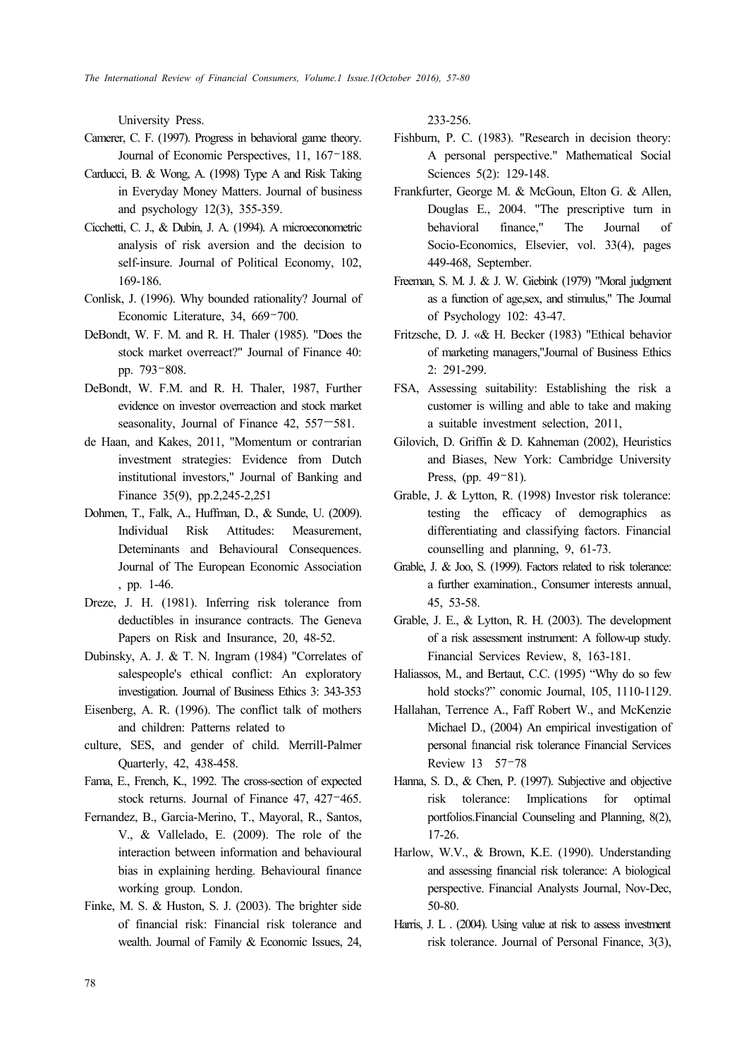University Press.

Camerer, C. F. (1997). Progress in behavioral game theory. Journal of Economic Perspectives, 11, 167–188.

Carducci, B. & Wong, A. (1998) Type A and Risk Taking in Everyday Money Matters. Journal of business and psychology 12(3), 355-359.

Cicchetti, C. J., & Dubin, J. A. (1994). A microeconometric analysis of risk aversion and the decision to self-insure. Journal of Political Economy, 102, 169-186.

Conlisk, J. (1996). Why bounded rationality? Journal of Economic Literature, 34, 669–700.

DeBondt, W. F. M. and R. H. Thaler (1985). "Does the stock market overreact?" Journal of Finance 40: pp. 793–808.

DeBondt, W. F.M. and R. H. Thaler, 1987, Further evidence on investor overreaction and stock market seasonality, Journal of Finance 42, 557–581.

de Haan, and Kakes, 2011, "Momentum or contrarian investment strategies: Evidence from Dutch institutional investors," Journal of Banking and Finance 35(9), pp.2,245-2,251

Dohmen, T., Falk, A., Huffman, D., & Sunde, U. (2009). Individual Risk Attitudes: Measurement, Deteminants and Behavioural Consequences. Journal of The European Economic Association , pp. 1-46.

Dreze, J. H. (1981). Inferring risk tolerance from deductibles in insurance contracts. The Geneva Papers on Risk and Insurance, 20, 48-52.

Dubinsky, A. J. & T. N. Ingram (1984) "Correlates of salespeople's ethical conflict: An exploratory investigation. Journal of Business Ethics 3: 343-353

Eisenberg, A. R. (1996). The conflict talk of mothers and children: Patterns related to culture, SES, and gender of child. Merrill-Palmer Quarterly, 42, 438-458.

Fama, E., French, K., 1992. The cross-section of expected stock returns. Journal of Finance 47, 427–465.

Fernandez, B., Garcia-Merino, T., Mayoral, R., Santos, V., & Vallelado, E. (2009). The role of the interaction between information and behavioural bias in explaining herding. Behavioural finance working group. London.

Finke, M. S. & Huston, S. J. (2003). The brighter side of financial risk: Financial risk tolerance and wealth. Journal of Family & Economic Issues, 24, 233-256.

Fishburn, P. C. (1983). "Research in decision theory: A personal perspective." Mathematical Social Sciences 5(2): 129-148.

Frankfurter, George M. & McGoun, Elton G. & Allen, Douglas E., 2004. "The prescriptive turn in behavioral finance," The Journal of Socio-Economics, Elsevier, vol. 33(4), pages 449-468, September.

Freeman, S. M. J. & J. W. Giebink (1979) "Moral judgment as a function of age,sex, and stimulus," The Journal of Psychology 102: 43-47.

Fritzsche, D. J. «& H. Becker (1983) "Ethical behavior of marketing managers,"Journal of Business Ethics 2: 291-299.

FSA, Assessing suitability: Establishing the risk a customer is willing and able to take and making a suitable investment selection, 2011,

Gilovich, D. Griffin & D. Kahneman (2002), Heuristics and Biases, New York: Cambridge University Press, (pp. 49–81).

Grable, J. & Lytton, R. (1998) Investor risk tolerance: testing the efficacy of demographics as differentiating and classifying factors. Financial counselling and planning, 9, 61-73.

Grable, J. & Joo, S. (1999). Factors related to risk tolerance: a further examination., Consumer interests annual, 45, 53-58.

Grable, J. E., & Lytton, R. H. (2003). The development of a risk assessment instrument: A follow-up study. Financial Services Review, 8, 163-181.

Haliassos, M., and Bertaut, C.C. (1995) "Why do so few hold stocks?" conomic Journal, 105, 1110-1129.

Hallahan, Terrence A., Faff Robert W., and McKenzie Michael D., (2004) An empirical investigation of personal financial risk tolerance Financial Services Review 13 57–78

Hanna, S. D., & Chen, P. (1997). Subjective and objective risk tolerance: Implications for optimal portfolios.Financial Counseling and Planning, 8(2), 17-26.

Harlow, W.V., & Brown, K.E. (1990). Understanding and assessing financial risk tolerance: A biological perspective. Financial Analysts Journal, Nov-Dec, 50-80.

Harris, J. L . (2004). Using value at risk to assess investment risk tolerance. Journal of Personal Finance, 3(3),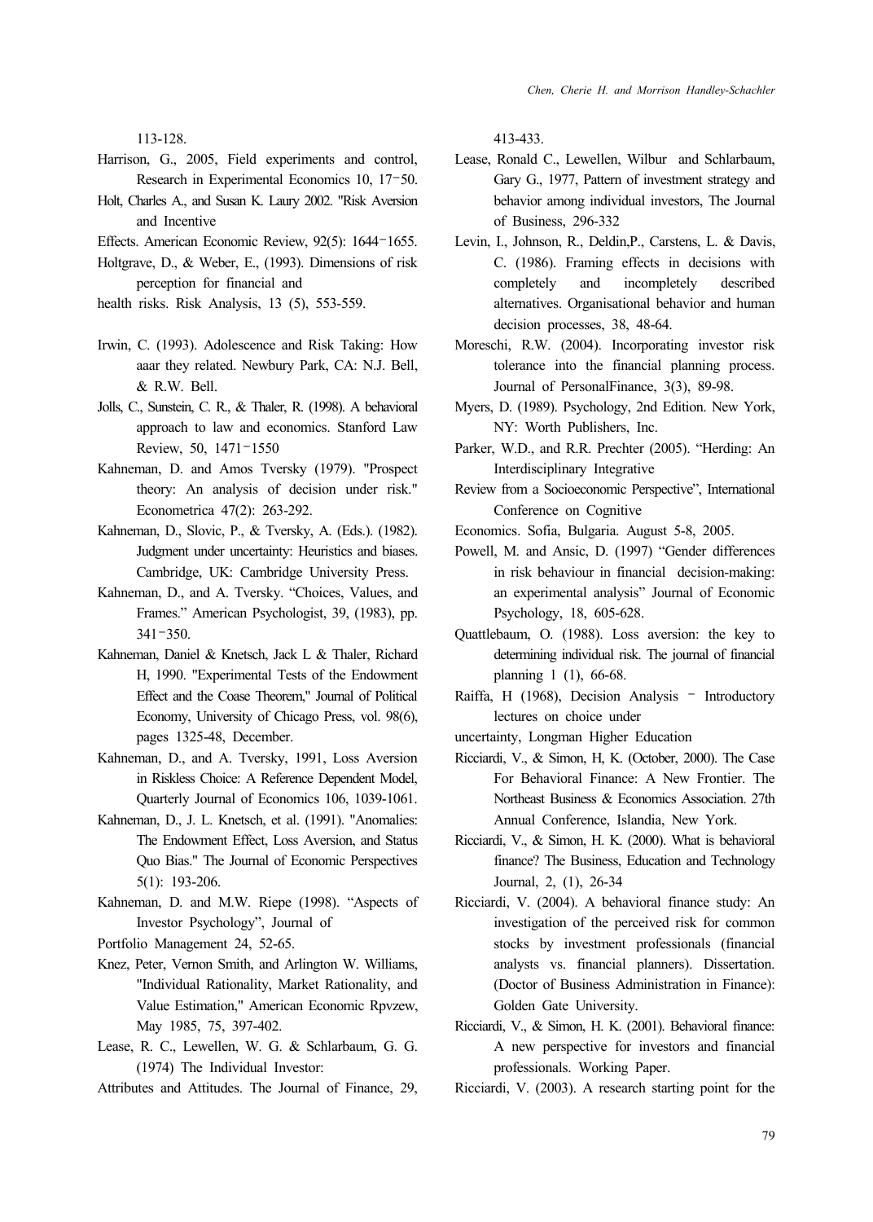113-128.

Harrison, G., 2005, Field experiments and control, Research in Experimental Economics 10, 17-50.

Holt, Charles A., and Susan K. Laury 2002. "Risk Aversion and Incentive

Effects. American Economic Review, 92(5): 1644-1655.

Holtgrave, D., & Weber, E., (1993). Dimensions of risk perception for financial and

health risks. Risk Analysis, 13 (5), 553-559.

Irwin, C. (1993). Adolescence and Risk Taking: How aaar they related. Newbury Park, CA: N.J. Bell, & R.W. Bell.

Jolls, C., Sunstein, C. R., & Thaler, R. (1998). A behavioral approach to law and economics. Stanford Law Review, 50, 1471-1550

Kahneman, D. and Amos Tversky (1979). "Prospect theory: An analysis of decision under risk." Econometrica 47(2): 263-292.

Kahneman, D., Slovic, P., & Tversky, A. (Eds.). (1982). Judgment under uncertainty: Heuristics and biases. Cambridge, UK: Cambridge University Press.

Kahneman, D., and A. Tversky. "Choices, Values, and Frames." American Psychologist, 39, (1983), pp. 341-350.

Kahneman, Daniel & Knetsch, Jack L & Thaler, Richard H, 1990. "Experimental Tests of the Endowment Effect and the Coase Theorem," Journal of Political Economy, University of Chicago Press, vol. 98(6), pages 1325-48, December.

Kahneman, D., and Tversky, 1991, Loss Aversion in Riskless Choice: A Reference Dependent Model, Quarterly Journal of Economics 106, 1039-1061.

Kahneman, D., J. L. Knetsch, et al. (1991). "Anomalies: The Endowment Effect, Loss Aversion, and Status Quo Bias." The Journal of Economic Perspectives 5(1): 193-206.

Kahneman, D. and M.W. Riepe (1998). "Aspects of Investor Psychology", Journal of

Portfolio Management 24, 52-65.

Knez, Peter, Vernon Smith, and Arlington W. Williams, "Individual Rationality, Market Rationality, and Value Estimation," American Economic Rpvzew, May 1985, 75, 397-402.

Lease, R. C., Lewellen, W. G. & Schlarbaum, G. G. (1974) The Individual Investor:

Attributes and Attitudes. The Journal of Finance, 29, 413-433.

Lease, Ronald C., Lewellen, Wilbur and Schlarbaum, Gary G., 1977, Pattern of investment strategy and behavior among individual investors, The Journal of Business, 296-332

Levin, I., Johnson, R., Deldin,P., Carstens, L. & Davis, C. (1986). Framing effects in decisions with completely and incompletely described alternatives. Organisational behavior and human decision processes, 38, 48-64.

Moreschi, R.W. (2004). Incorporating investor risk tolerance into the financial planning process. Journal of PersonalFinance, 3(3), 89-98.

Myers, D. (1989). Psychology, 2nd Edition. New York, NY: Worth Publishers, Inc.

Parker, W.D., and R.R. Prechter (2005). "Herding: An Interdisciplinary Integrative

Review from a Socioeconomic Perspective", International Conference on Cognitive

Economics. Sofia, Bulgaria. August 5-8, 2005.

Powell, M. and Ansic, D. (1997) "Gender differences in risk behaviour in financial decision-making: an experimental analysis" Journal of Economic Psychology, 18, 605-628.

Quattlebaum, O. (1988). Loss aversion: the key to determining individual risk. The journal of financial planning 1 (1), 66-68.

Raiffa, H (1968), Decision Analysis - Introductory lectures on choice under

uncertainty, Longman Higher Education

Ricciardi, V., & Simon, H, K. (October, 2000). The Case For Behavioral Finance: A New Frontier. The Northeast Business & Economics Association. 27th Annual Conference, Islandia, New York.

Ricciardi, V., & Simon, H. K. (2000). What is behavioral finance? The Business, Education and Technology Journal, 2, (1), 26-34

Ricciardi, V. (2004). A behavioral finance study: An investigation of the perceived risk for common stocks by investment professionals (financial analysts vs. financial planners). Dissertation. (Doctor of Business Administration in Finance): Golden Gate University.

Ricciardi, V., & Simon, H. K. (2001). Behavioral finance: A new perspective for investors and financial professionals. Working Paper.

Ricciardi, V. (2003). A research starting point for the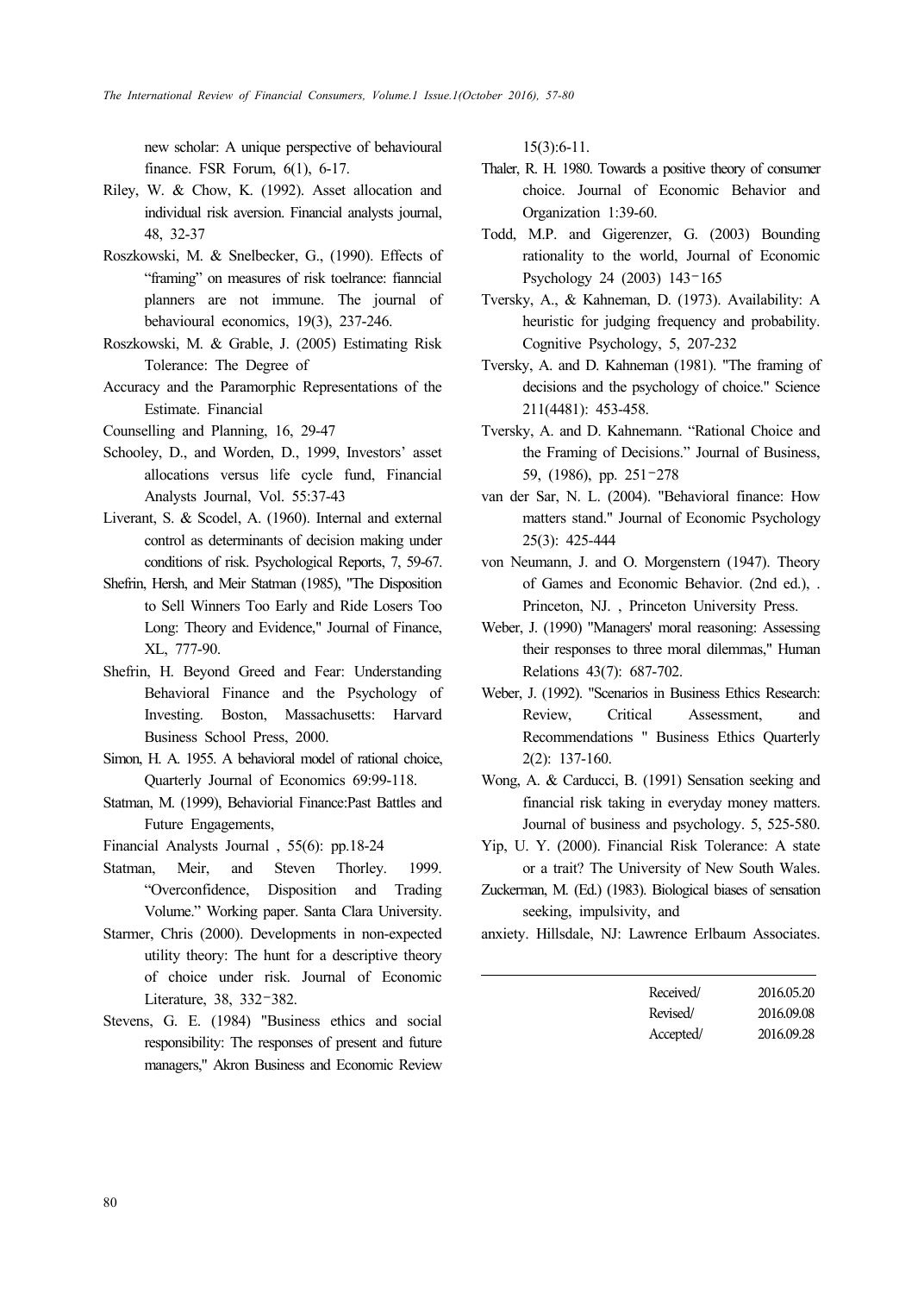new scholar: A unique perspective of behavioural finance. FSR Forum, 6(1), 6-17.

Riley, W. & Chow, K. (1992). Asset allocation and individual risk aversion. Financial analysts journal, 48, 32-37

Roszkowski, M. & Snelbecker, G., (1990). Effects of "framing" on measures of risk toelrance: fianncial planners are not immune. The journal of behavioural economics, 19(3), 237-246.

Roszkowski, M. & Grable, J. (2005) Estimating Risk Tolerance: The Degree of

Accuracy and the Paramorphic Representations of the Estimate. Financial

Counselling and Planning, 16, 29-47

Schooley, D., and Worden, D., 1999, Investors' asset allocations versus life cycle fund, Financial Analysts Journal, Vol. 55:37-43

Liverant, S. & Scodel, A. (1960). Internal and external control as determinants of decision making under conditions of risk. Psychological Reports, 7, 59-67.

Shefrin, Hersh, and Meir Statman (1985), "The Disposition to Sell Winners Too Early and Ride Losers Too Long: Theory and Evidence," Journal of Finance, XL, 777-90.

Shefrin, H. Beyond Greed and Fear: Understanding Behavioral Finance and the Psychology of Investing. Boston, Massachusetts: Harvard Business School Press, 2000.

Simon, H. A. 1955. A behavioral model of rational choice, Quarterly Journal of Economics 69:99-118.

Statman, M. (1999), Behaviorial Finance:Past Battles and Future Engagements,

Financial Analysts Journal , 55(6): pp.18-24

Statman, Meir, and Steven Thorley. 1999. "Overconfidence, Disposition and Trading Volume." Working paper. Santa Clara University.

Starmer, Chris (2000). Developments in non-expected utility theory: The hunt for a descriptive theory of choice under risk. Journal of Economic Literature, 38, 332-382.

Stevens, G. E. (1984) "Business ethics and social responsibility: The responses of present and future managers," Akron Business and Economic Review 15(3):6-11.

Thaler, R. H. 1980. Towards a positive theory of consumer choice. Journal of Economic Behavior and Organization 1:39-60.

Todd, M.P. and Gigerenzer, G. (2003) Bounding rationality to the world, Journal of Economic Psychology 24 (2003) 143-165

Tversky, A., & Kahneman, D. (1973). Availability: A heuristic for judging frequency and probability. Cognitive Psychology, 5, 207-232

Tversky, A. and D. Kahneman (1981). "The framing of decisions and the psychology of choice." Science 211(4481): 453-458.

Tversky, A. and D. Kahnemann. "Rational Choice and the Framing of Decisions." Journal of Business, 59, (1986), pp. 251-278

van der Sar, N. L. (2004). "Behavioral finance: How matters stand." Journal of Economic Psychology 25(3): 425-444

von Neumann, J. and O. Morgenstern (1947). Theory of Games and Economic Behavior. (2nd ed.), . Princeton, NJ. , Princeton University Press.

Weber, J. (1990) "Managers' moral reasoning: Assessing their responses to three moral dilemmas," Human Relations 43(7): 687-702.

Weber, J. (1992). "Scenarios in Business Ethics Research: Review, Critical Assessment, and Recommendations " Business Ethics Quarterly 2(2): 137-160.

Wong, A. & Carducci, B. (1991) Sensation seeking and financial risk taking in everyday money matters. Journal of business and psychology. 5, 525-580.

Yip, U. Y. (2000). Financial Risk Tolerance: A state or a trait? The University of New South Wales.

Zuckerman, M. (Ed.) (1983). Biological biases of sensation seeking, impulsivity, and

anxiety. Hillsdale, NJ: Lawrence Erlbaum Associates.

---

| | |
|---|---|
| Received/ | 2016.05.20 |
| Revised/ | 2016.09.08 |
| Accepted/ | 2016.09.28 |